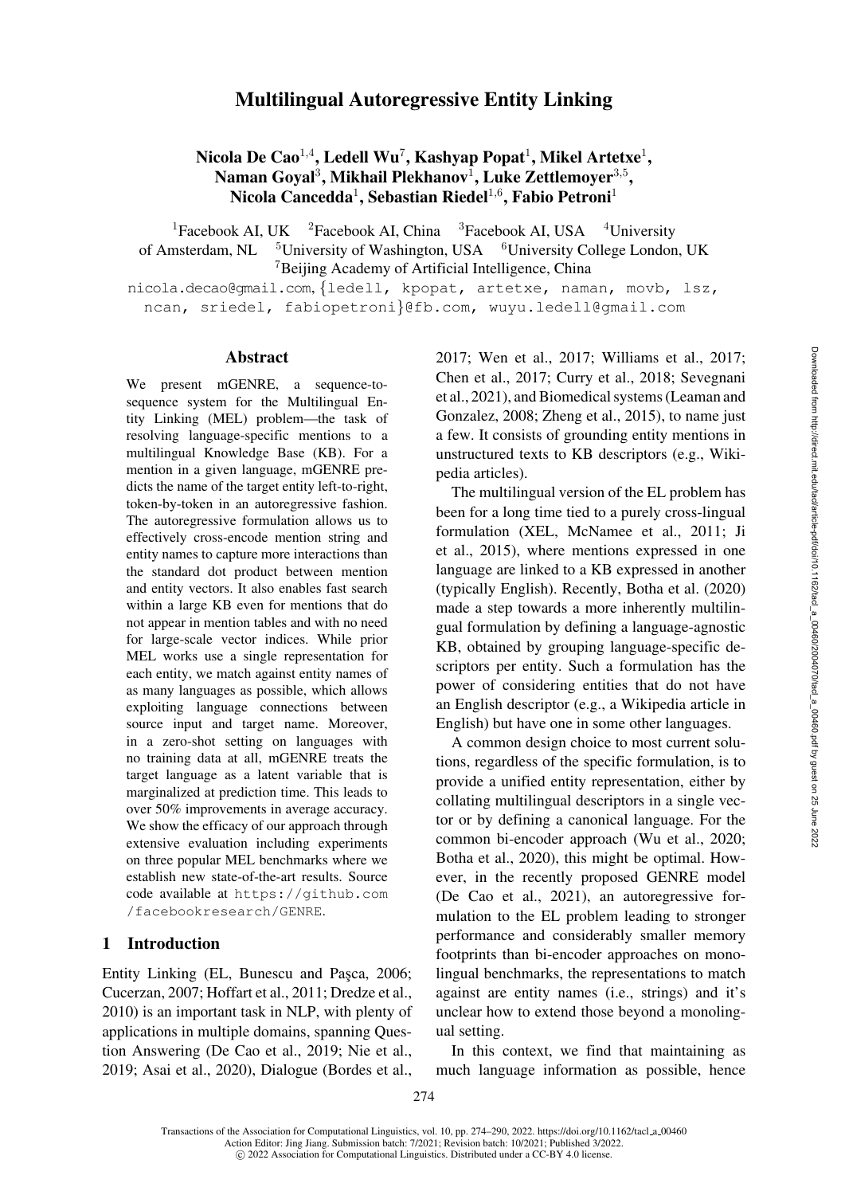# Multilingual Autoregressive Entity Linking

**Nicola De Cao**[1,4], **Ledell Wu**[7], **Kashyap Popat**[1], **Mikel Artetxe**[1], **Naman Goyal**[3], **Mikhail Plekhanov**[1], **Luke Zettlemoyer**[3,5], **Nicola Cancedda**[1], **Sebastian Riedel**[1,6], **Fabio Petroni**[1]

[1]Facebook AI, UK [2]Facebook AI, China [3]Facebook AI, USA [4]University of Amsterdam, NL [5]University of Washington, USA [6]University College London, UK [7]Beijing Academy of Artificial Intelligence, China

nicola.decao@gmail.com, {ledell, kpopat, artetxe, naman, movb, lsz, ncan, sriedel, fabiopetroni}@fb.com, wuyu.ledell@gmail.com

## Abstract

We present mGENRE, a sequence-to-sequence system for the Multilingual Entity Linking (MEL) problem—the task of resolving language-specific mentions to a multilingual Knowledge Base (KB). For a mention in a given language, mGENRE predicts the name of the target entity left-to-right, token-by-token in an autoregressive fashion. The autoregressive formulation allows us to effectively cross-encode mention string and entity names to capture more interactions than the standard dot product between mention and entity vectors. It also enables fast search within a large KB even for mentions that do not appear in mention tables and with no need for large-scale vector indices. While prior MEL works use a single representation for each entity, we match against entity names of as many languages as possible, which allows exploiting language connections between source input and target name. Moreover, in a zero-shot setting on languages with no training data at all, mGENRE treats the target language as a latent variable that is marginalized at prediction time. This leads to over 50% improvements in average accuracy. We show the efficacy of our approach through extensive evaluation including experiments on three popular MEL benchmarks where we establish new state-of-the-art results. Source code available at https://github.com/facebookresearch/GENRE.

## 1 Introduction

Entity Linking (EL, Bunescu and Paşca, 2006; Cucerzan, 2007; Hoffart et al., 2011; Dredze et al., 2010) is an important task in NLP, with plenty of applications in multiple domains, spanning Question Answering (De Cao et al., 2019; Nie et al., 2019; Asai et al., 2020), Dialogue (Bordes et al., 2017; Wen et al., 2017; Williams et al., 2017; Chen et al., 2017; Curry et al., 2018; Sevegnani et al., 2021), and Biomedical systems (Leaman and Gonzalez, 2008; Zheng et al., 2015), to name just a few. It consists of grounding entity mentions in unstructured texts to KB descriptors (e.g., Wikipedia articles).

The multilingual version of the EL problem has been for a long time tied to a purely cross-lingual formulation (XEL, McNamee et al., 2011; Ji et al., 2015), where mentions expressed in one language are linked to a KB expressed in another (typically English). Recently, Botha et al. (2020) made a step towards a more inherently multilingual formulation by defining a language-agnostic KB, obtained by grouping language-specific descriptors per entity. Such a formulation has the power of considering entities that do not have an English descriptor (e.g., a Wikipedia article in English) but have one in some other languages.

A common design choice to most current solutions, regardless of the specific formulation, is to provide a unified entity representation, either by collating multilingual descriptors in a single vector or by defining a canonical language. For the common bi-encoder approach (Wu et al., 2020; Botha et al., 2020), this might be optimal. However, in the recently proposed GENRE model (De Cao et al., 2021), an autoregressive formulation to the EL problem leading to stronger performance and considerably smaller memory footprints than bi-encoder approaches on monolingual benchmarks, the representations to match against are entity names (i.e., strings) and it's unclear how to extend those beyond a monolingual setting.

In this context, we find that maintaining as much language information as possible, hence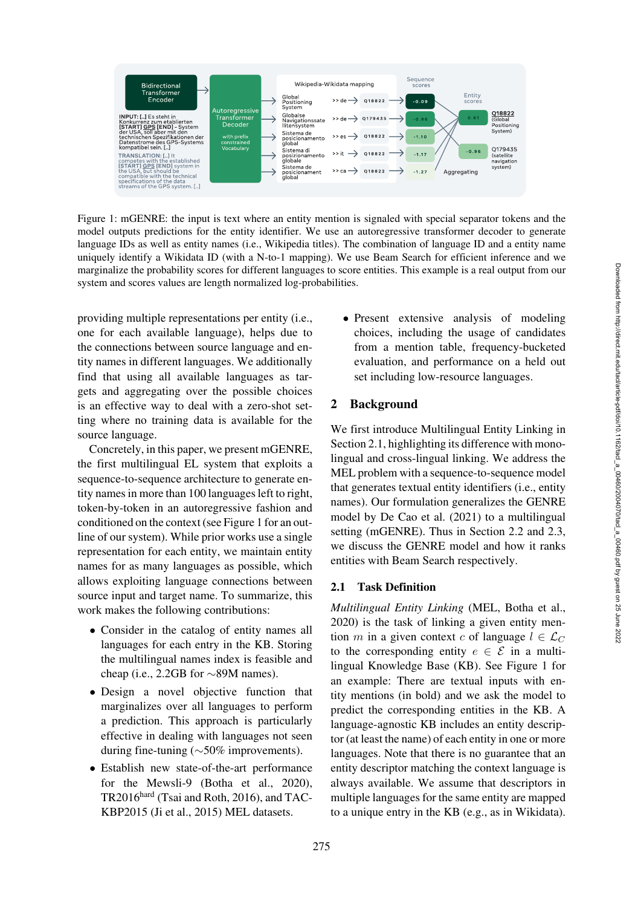Figure 1: mGENRE: the input is text where an entity mention is signaled with special separator tokens and the model outputs predictions for the entity identifier. We use an autoregressive transformer decoder to generate language IDs as well as entity names (i.e., Wikipedia titles). The combination of language ID and a entity name uniquely identify a Wikidata ID (with a N-to-1 mapping). We use Beam Search for efficient inference and we marginalize the probability scores for different languages to score entities. This example is a real output from our system and scores values are length normalized log-probabilities.

providing multiple representations per entity (i.e., one for each available language), helps due to the connections between source language and entity names in different languages. We additionally find that using all available languages as targets and aggregating over the possible choices is an effective way to deal with a zero-shot setting where no training data is available for the source language.

Concretely, in this paper, we present mGENRE, the first multilingual EL system that exploits a sequence-to-sequence architecture to generate entity names in more than 100 languages left to right, token-by-token in an autoregressive fashion and conditioned on the context (see Figure 1 for an outline of our system). While prior works use a single representation for each entity, we maintain entity names for as many languages as possible, which allows exploiting language connections between source input and target name. To summarize, this work makes the following contributions:

- Consider in the catalog of entity names all languages for each entry in the KB. Storing the multilingual names index is feasible and cheap (i.e., 2.2GB for ∼89M names).
- Design a novel objective function that marginalizes over all languages to perform a prediction. This approach is particularly effective in dealing with languages not seen during fine-tuning (∼50% improvements).
- Establish new state-of-the-art performance for the Mewsli-9 (Botha et al., 2020), TR2016$^{\text{hard}}$ (Tsai and Roth, 2016), and TAC-KBP2015 (Ji et al., 2015) MEL datasets.
- Present extensive analysis of modeling choices, including the usage of candidates from a mention table, frequency-bucketed evaluation, and performance on a held out set including low-resource languages.

## 2 Background

We first introduce Multilingual Entity Linking in Section 2.1, highlighting its difference with monolingual and cross-lingual linking. We address the MEL problem with a sequence-to-sequence model that generates textual entity identifiers (i.e., entity names). Our formulation generalizes the GENRE model by De Cao et al. (2021) to a multilingual setting (mGENRE). Thus in Section 2.2 and 2.3, we discuss the GENRE model and how it ranks entities with Beam Search respectively.

### 2.1 Task Definition

*Multilingual Entity Linking* (MEL, Botha et al., 2020) is the task of linking a given entity mention $m$ in a given context $c$ of language $l \in \mathcal{L}_C$ to the corresponding entity $e \in \mathcal{E}$ in a multilingual Knowledge Base (KB). See Figure 1 for an example: There are textual inputs with entity mentions (in bold) and we ask the model to predict the corresponding entities in the KB. A language-agnostic KB includes an entity descriptor (at least the name) of each entity in one or more languages. Note that there is no guarantee that an entity descriptor matching the context language is always available. We assume that descriptors in multiple languages for the same entity are mapped to a unique entry in the KB (e.g., as in Wikidata).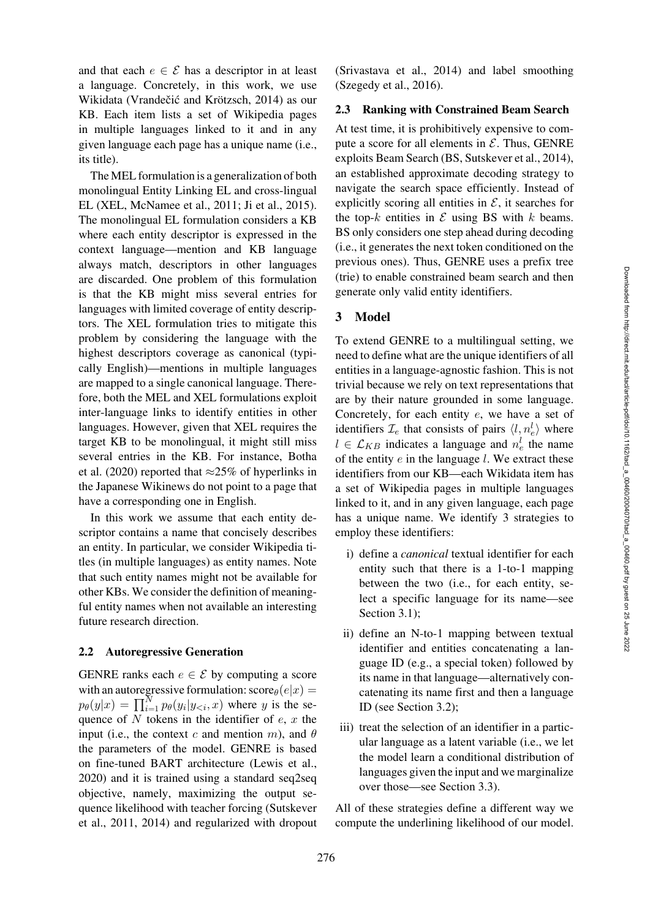and that each $e \in \mathcal{E}$ has a descriptor in at least a language. Concretely, in this work, we use Wikidata (Vrandečić and Krötzsch, 2014) as our KB. Each item lists a set of Wikipedia pages in multiple languages linked to it and in any given language each page has a unique name (i.e., its title).

The MEL formulation is a generalization of both monolingual Entity Linking EL and cross-lingual EL (XEL, McNamee et al., 2011; Ji et al., 2015). The monolingual EL formulation considers a KB where each entity descriptor is expressed in the context language—mention and KB language always match, descriptors in other languages are discarded. One problem of this formulation is that the KB might miss several entries for languages with limited coverage of entity descriptors. The XEL formulation tries to mitigate this problem by considering the language with the highest descriptors coverage as canonical (typically English)—mentions in multiple languages are mapped to a single canonical language. Therefore, both the MEL and XEL formulations exploit inter-language links to identify entities in other languages. However, given that XEL requires the target KB to be monolingual, it might still miss several entries in the KB. For instance, Botha et al. (2020) reported that $\approx$25% of hyperlinks in the Japanese Wikinews do not point to a page that have a corresponding one in English.

In this work we assume that each entity descriptor contains a name that concisely describes an entity. In particular, we consider Wikipedia titles (in multiple languages) as entity names. Note that such entity names might not be available for other KBs. We consider the definition of meaningful entity names when not available an interesting future research direction.

### 2.2 Autoregressive Generation

GENRE ranks each $e \in \mathcal{E}$ by computing a score with an autoregressive formulation: $\text{score}_\theta(e|x) = p_\theta(y|x) = \prod_{i=1}^{N} p_\theta(y_i|y_{<i}, x)$ where $y$ is the sequence of $N$ tokens in the identifier of $e$, $x$ the input (i.e., the context $c$ and mention $m$), and $\theta$ the parameters of the model. GENRE is based on fine-tuned BART architecture (Lewis et al., 2020) and it is trained using a standard seq2seq objective, namely, maximizing the output sequence likelihood with teacher forcing (Sutskever et al., 2011, 2014) and regularized with dropout (Srivastava et al., 2014) and label smoothing (Szegedy et al., 2016).

### 2.3 Ranking with Constrained Beam Search

At test time, it is prohibitively expensive to compute a score for all elements in $\mathcal{E}$. Thus, GENRE exploits Beam Search (BS, Sutskever et al., 2014), an established approximate decoding strategy to navigate the search space efficiently. Instead of explicitly scoring all entities in $\mathcal{E}$, it searches for the top-$k$ entities in $\mathcal{E}$ using BS with $k$ beams. BS only considers one step ahead during decoding (i.e., it generates the next token conditioned on the previous ones). Thus, GENRE uses a prefix tree (trie) to enable constrained beam search and then generate only valid entity identifiers.

## 3 Model

To extend GENRE to a multilingual setting, we need to define what are the unique identifiers of all entities in a language-agnostic fashion. This is not trivial because we rely on text representations that are by their nature grounded in some language. Concretely, for each entity $e$, we have a set of identifiers $\mathcal{I}_e$ that consists of pairs $\langle l, n_e^l \rangle$ where $l \in \mathcal{L}_{KB}$ indicates a language and $n_e^l$ the name of the entity $e$ in the language $l$. We extract these identifiers from our KB—each Wikidata item has a set of Wikipedia pages in multiple languages linked to it, and in any given language, each page has a unique name. We identify 3 strategies to employ these identifiers:

i) define a *canonical* textual identifier for each entity such that there is a 1-to-1 mapping between the two (i.e., for each entity, select a specific language for its name—see Section 3.1);

ii) define an N-to-1 mapping between textual identifier and entities concatenating a language ID (e.g., a special token) followed by its name in that language—alternatively concatenating its name first and then a language ID (see Section 3.2);

iii) treat the selection of an identifier in a particular language as a latent variable (i.e., we let the model learn a conditional distribution of languages given the input and we marginalize over those—see Section 3.3).

All of these strategies define a different way we compute the underlining likelihood of our model.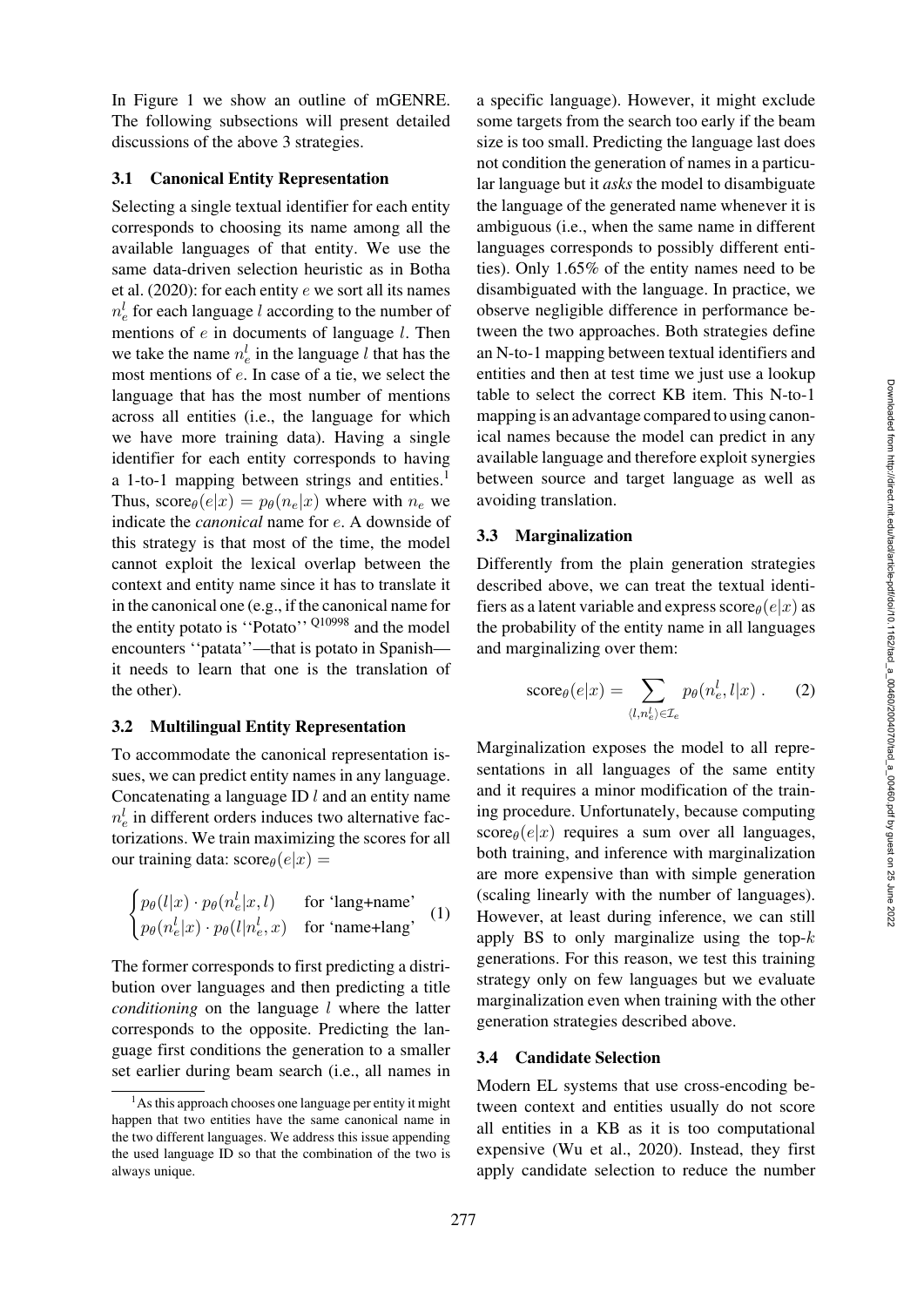In Figure 1 we show an outline of mGENRE. The following subsections will present detailed discussions of the above 3 strategies.

### 3.1 Canonical Entity Representation

Selecting a single textual identifier for each entity corresponds to choosing its name among all the available languages of that entity. We use the same data-driven selection heuristic as in Botha et al. (2020): for each entity $e$ we sort all its names $n_e^l$ for each language $l$ according to the number of mentions of $e$ in documents of language $l$. Then we take the name $n_e^l$ in the language $l$ that has the most mentions of $e$. In case of a tie, we select the language that has the most number of mentions across all entities (i.e., the language for which we have more training data). Having a single identifier for each entity corresponds to having a 1-to-1 mapping between strings and entities.[1] Thus, $\text{score}_\theta(e|x) = p_\theta(n_e|x)$ where with $n_e$ we indicate the *canonical* name for $e$. A downside of this strategy is that most of the time, the model cannot exploit the lexical overlap between the context and entity name since it has to translate it in the canonical one (e.g., if the canonical name for the entity potato is ''Potato'' [Q10998] and the model encounters ''patata''—that is potato in Spanish—it needs to learn that one is the translation of the other).

### 3.2 Multilingual Entity Representation

To accommodate the canonical representation issues, we can predict entity names in any language. Concatenating a language ID $l$ and an entity name $n_e^l$ in different orders induces two alternative factorizations. We train maximizing the scores for all our training data: $\text{score}_\theta(e|x) =$

$$\begin{cases} p_\theta(l|x) \cdot p_\theta(n_e^l|x, l) & \text{for 'lang+name'} \\ p_\theta(n_e^l|x) \cdot p_\theta(l|n_e^l, x) & \text{for 'name+lang'} \end{cases} \quad (1)$$

The former corresponds to first predicting a distribution over languages and then predicting a title *conditioning* on the language $l$ where the latter corresponds to the opposite. Predicting the language first conditions the generation to a smaller set earlier during beam search (i.e., all names in a specific language). However, it might exclude some targets from the search too early if the beam size is too small. Predicting the language last does not condition the generation of names in a particular language but it *asks* the model to disambiguate the language of the generated name whenever it is ambiguous (i.e., when the same name in different languages corresponds to possibly different entities). Only 1.65% of the entity names need to be disambiguated with the language. In practice, we observe negligible difference in performance between the two approaches. Both strategies define an N-to-1 mapping between textual identifiers and entities and then at test time we just use a lookup table to select the correct KB item. This N-to-1 mapping is an advantage compared to using canonical names because the model can predict in any available language and therefore exploit synergies between source and target language as well as avoiding translation.

### 3.3 Marginalization

Differently from the plain generation strategies described above, we can treat the textual identifiers as a latent variable and express $\text{score}_\theta(e|x)$ as the probability of the entity name in all languages and marginalizing over them:

$$\text{score}_\theta(e|x) = \sum_{\langle l, n_e^l \rangle \in \mathcal{I}_e} p_\theta(n_e^l, l|x) \; . \quad (2)$$

Marginalization exposes the model to all representations in all languages of the same entity and it requires a minor modification of the training procedure. Unfortunately, because computing $\text{score}_\theta(e|x)$ requires a sum over all languages, both training, and inference with marginalization are more expensive than with simple generation (scaling linearly with the number of languages). However, at least during inference, we can still apply BS to only marginalize using the top-$k$ generations. For this reason, we test this training strategy only on few languages but we evaluate marginalization even when training with the other generation strategies described above.

### 3.4 Candidate Selection

Modern EL systems that use cross-encoding between context and entities usually do not score all entities in a KB as it is too computational expensive (Wu et al., 2020). Instead, they first apply candidate selection to reduce the number

[1] As this approach chooses one language per entity it might happen that two entities have the same canonical name in the two different languages. We address this issue appending the used language ID so that the combination of the two is always unique.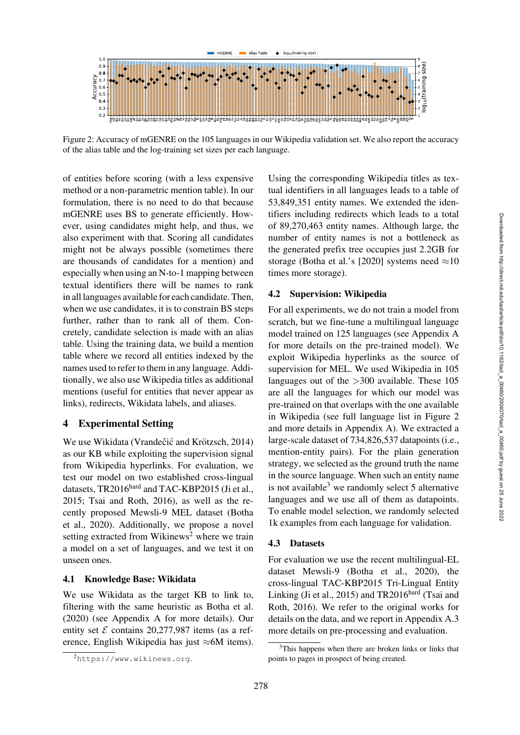Figure 2: Accuracy of mGENRE on the 105 languages in our Wikipedia validation set. We also report the accuracy of the alias table and the log-training set sizes per each language.

of entities before scoring (with a less expensive method or a non-parametric mention table). In our formulation, there is no need to do that because mGENRE uses BS to generate efficiently. However, using candidates might help, and thus, we also experiment with that. Scoring all candidates might not be always possible (sometimes there are thousands of candidates for a mention) and especially when using an N-to-1 mapping between textual identifiers there will be names to rank in all languages available for each candidate. Then, when we use candidates, it is to constrain BS steps further, rather than to rank all of them. Concretely, candidate selection is made with an alias table. Using the training data, we build a mention table where we record all entities indexed by the names used to refer to them in any language. Additionally, we also use Wikipedia titles as additional mentions (useful for entities that never appear as links), redirects, Wikidata labels, and aliases.

## 4 Experimental Setting

We use Wikidata (Vrandečić and Krötzsch, 2014) as our KB while exploiting the supervision signal from Wikipedia hyperlinks. For evaluation, we test our model on two established cross-lingual datasets, TR2016$^{\text{hard}}$ and TAC-KBP2015 (Ji et al., 2015; Tsai and Roth, 2016), as well as the recently proposed Mewsli-9 MEL dataset (Botha et al., 2020). Additionally, we propose a novel setting extracted from Wikinews[2] where we train a model on a set of languages, and we test it on unseen ones.

### 4.1 Knowledge Base: Wikidata

We use Wikidata as the target KB to link to, filtering with the same heuristic as Botha et al. (2020) (see Appendix A for more details). Our entity set $\mathcal{E}$ contains 20,277,987 items (as a reference, English Wikipedia has just ≈6M items). Using the corresponding Wikipedia titles as textual identifiers in all languages leads to a table of 53,849,351 entity names. We extended the identifiers including redirects which leads to a total of 89,270,463 entity names. Although large, the number of entity names is not a bottleneck as the generated prefix tree occupies just 2.2GB for storage (Botha et al.'s [2020] systems need ≈10 times more storage).

### 4.2 Supervision: Wikipedia

For all experiments, we do not train a model from scratch, but we fine-tune a multilingual language model trained on 125 languages (see Appendix A for more details on the pre-trained model). We exploit Wikipedia hyperlinks as the source of supervision for MEL. We used Wikipedia in 105 languages out of the >300 available. These 105 are all the languages for which our model was pre-trained on that overlaps with the one available in Wikipedia (see full language list in Figure 2 and more details in Appendix A). We extracted a large-scale dataset of 734,826,537 datapoints (i.e., mention-entity pairs). For the plain generation strategy, we selected as the ground truth the name in the source language. When such an entity name is not available[3] we randomly select 5 alternative languages and we use all of them as datapoints. To enable model selection, we randomly selected 1k examples from each language for validation.

### 4.3 Datasets

For evaluation we use the recent multilingual-EL dataset Mewsli-9 (Botha et al., 2020), the cross-lingual TAC-KBP2015 Tri-Lingual Entity Linking (Ji et al., 2015) and TR2016$^{\text{hard}}$ (Tsai and Roth, 2016). We refer to the original works for details on the data, and we report in Appendix A.3 more details on pre-processing and evaluation.

[2] https://www.wikinews.org.

[3] This happens when there are broken links or links that points to pages in prospect of being created.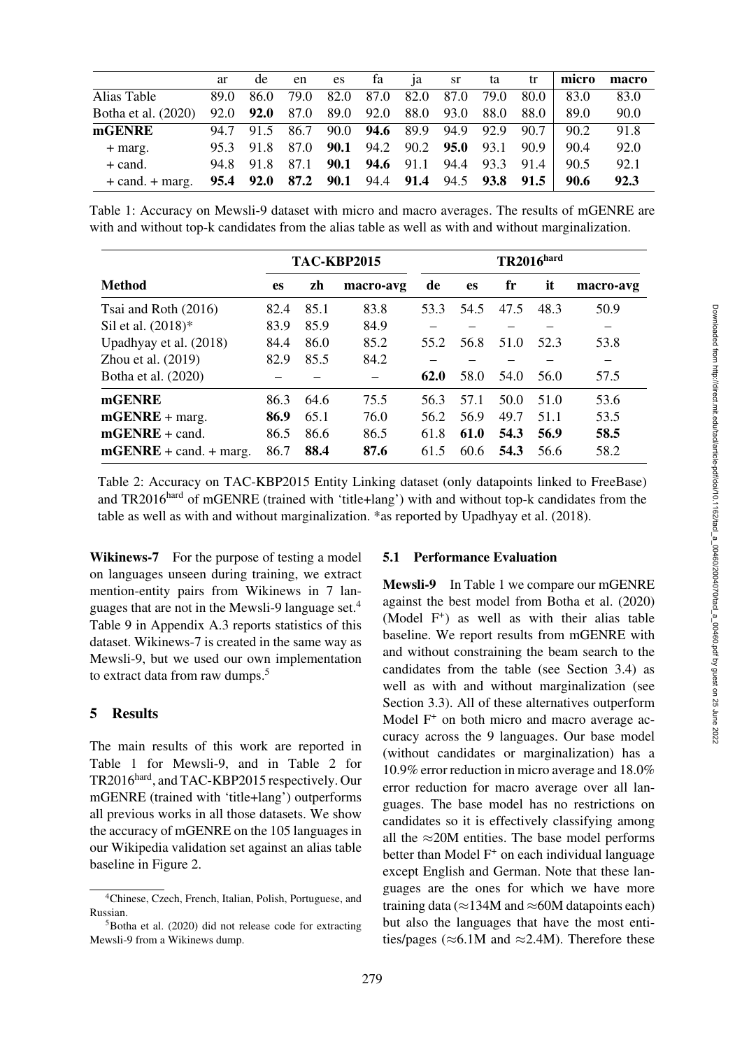| | ar | de | en | es | fa | ja | sr | ta | tr | micro | macro |
|---|---|---|---|---|---|---|---|---|---|---|---|
| Alias Table | 89.0 | 86.0 | 79.0 | 82.0 | 87.0 | 82.0 | 87.0 | 79.0 | 80.0 | 83.0 | 83.0 |
| Botha et al. (2020) | 92.0 | **92.0** | 87.0 | 89.0 | 92.0 | 88.0 | 93.0 | 88.0 | 88.0 | 89.0 | 90.0 |
| **mGENRE** | 94.7 | 91.5 | 86.7 | 90.0 | **94.6** | 89.9 | 94.9 | 92.9 | 90.7 | 90.2 | 91.8 |
| + marg. | 95.3 | 91.8 | 87.0 | **90.1** | 94.2 | 90.2 | **95.0** | 93.1 | 90.9 | 90.4 | 92.0 |
| + cand. | 94.8 | 91.8 | 87.1 | **90.1** | **94.6** | 91.1 | 94.4 | 93.3 | 91.4 | 90.5 | 92.1 |
| + cand. + marg. | **95.4** | **92.0** | **87.2** | **90.1** | 94.4 | **91.4** | 94.5 | **93.8** | **91.5** | **90.6** | **92.3** |

Table 1: Accuracy on Mewsli-9 dataset with micro and macro averages. The results of mGENRE are with and without top-k candidates from the alias table as well as with and without marginalization.

| | TAC-KBP2015 | | | TR2016$^{hard}$ | | | | |
|---|---|---|---|---|---|---|---|---|
| **Method** | **es** | **zh** | **macro-avg** | **de** | **es** | **fr** | **it** | **macro-avg** |
| Tsai and Roth (2016) | 82.4 | 85.1 | 83.8 | 53.3 | 54.5 | 47.5 | 48.3 | 50.9 |
| Sil et al. (2018)* | 83.9 | 85.9 | 84.9 | – | – | – | – | – |
| Upadhyay et al. (2018) | 84.4 | 86.0 | 85.2 | 55.2 | 56.8 | 51.0 | 52.3 | 53.8 |
| Zhou et al. (2019) | 82.9 | 85.5 | 84.2 | – | – | – | – | – |
| Botha et al. (2020) | – | – | – | **62.0** | 58.0 | 54.0 | 56.0 | 57.5 |
| **mGENRE** | 86.3 | 64.6 | 75.5 | 56.3 | 57.1 | 50.0 | 51.0 | 53.6 |
| **mGENRE** + marg. | **86.9** | 65.1 | 76.0 | 56.2 | 56.9 | 49.7 | 51.1 | 53.5 |
| **mGENRE** + cand. | 86.5 | 86.6 | 86.5 | 61.8 | **61.0** | **54.3** | **56.9** | **58.5** |
| **mGENRE** + cand. + marg. | 86.7 | **88.4** | **87.6** | 61.5 | 60.6 | **54.3** | 56.6 | 58.2 |

Table 2: Accuracy on TAC-KBP2015 Entity Linking dataset (only datapoints linked to FreeBase) and TR2016$^{hard}$ of mGENRE (trained with 'title+lang') with and without top-k candidates from the table as well as with and without marginalization. *as reported by Upadhyay et al. (2018).

**Wikinews-7** For the purpose of testing a model on languages unseen during training, we extract mention-entity pairs from Wikinews in 7 languages that are not in the Mewsli-9 language set.[4] Table 9 in Appendix A.3 reports statistics of this dataset. Wikinews-7 is created in the same way as Mewsli-9, but we used our own implementation to extract data from raw dumps.[5]

## 5 Results

The main results of this work are reported in Table 1 for Mewsli-9, and in Table 2 for TR2016$^{hard}$, and TAC-KBP2015 respectively. Our mGENRE (trained with 'title+lang') outperforms all previous works in all those datasets. We show the accuracy of mGENRE on the 105 languages in our Wikipedia validation set against an alias table baseline in Figure 2.

### 5.1 Performance Evaluation

**Mewsli-9** In Table 1 we compare our mGENRE against the best model from Botha et al. (2020) (Model F$^{+}$) as well as with their alias table baseline. We report results from mGENRE with and without constraining the beam search to the candidates from the table (see Section 3.4) as well as with and without marginalization (see Section 3.3). All of these alternatives outperform Model F$^{+}$ on both micro and macro average accuracy across the 9 languages. Our base model (without candidates or marginalization) has a 10.9% error reduction in micro average and 18.0% error reduction for macro average over all languages. The base model has no restrictions on candidates so it is effectively classifying among all the ≈20M entities. The base model performs better than Model F$^{+}$ on each individual language except English and German. Note that these languages are the ones for which we have more training data (≈134M and ≈60M datapoints each) but also the languages that have the most entities/pages (≈6.1M and ≈2.4M). Therefore these

[4] Chinese, Czech, French, Italian, Polish, Portuguese, and Russian.

[5] Botha et al. (2020) did not release code for extracting Mewsli-9 from a Wikinews dump.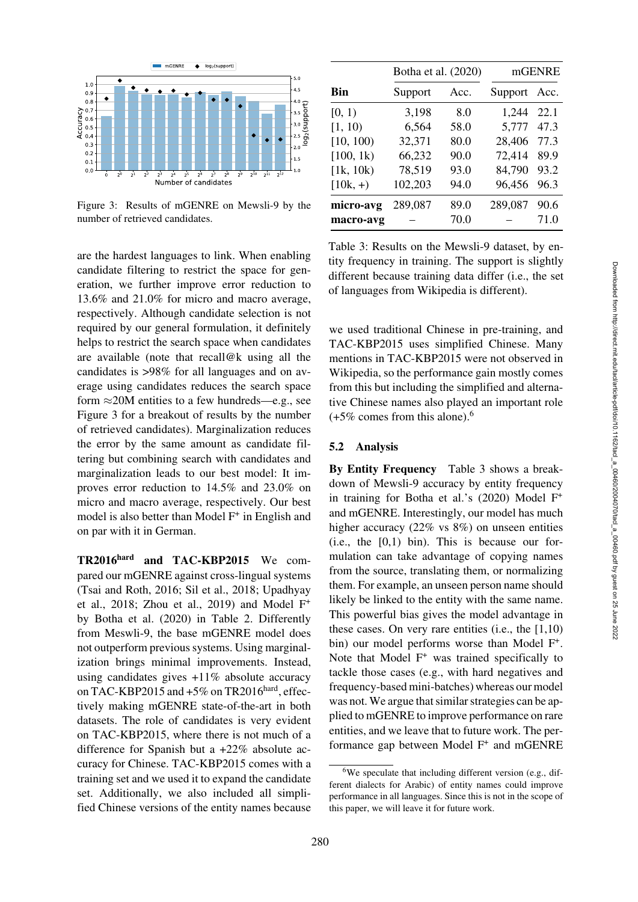Figure 3: Results of mGENRE on Mewsli-9 by the number of retrieved candidates.

are the hardest languages to link. When enabling candidate filtering to restrict the space for generation, we further improve error reduction to 13.6% and 21.0% for micro and macro average, respectively. Although candidate selection is not required by our general formulation, it definitely helps to restrict the search space when candidates are available (note that recall@k using all the candidates is >98% for all languages and on average using candidates reduces the search space form ≈20M entities to a few hundreds—e.g., see Figure 3 for a breakout of results by the number of retrieved candidates). Marginalization reduces the error by the same amount as candidate filtering but combining search with candidates and marginalization leads to our best model: It improves error reduction to 14.5% and 23.0% on micro and macro average, respectively. Our best model is also better than Model F+ in English and on par with it in German.

**TR2016hard and TAC-KBP2015** We compared our mGENRE against cross-lingual systems (Tsai and Roth, 2016; Sil et al., 2018; Upadhyay et al., 2018; Zhou et al., 2019) and Model F+ by Botha et al. (2020) in Table 2. Differently from Meswli-9, the base mGENRE model does not outperform previous systems. Using marginalization brings minimal improvements. Instead, using candidates gives +11% absolute accuracy on TAC-KBP2015 and +5% on TR2016hard, effectively making mGENRE state-of-the-art in both datasets. The role of candidates is very evident on TAC-KBP2015, where there is not much of a difference for Spanish but a +22% absolute accuracy for Chinese. TAC-KBP2015 comes with a training set and we used it to expand the candidate set. Additionally, we also included all simplified Chinese versions of the entity names because

| | Botha et al. (2020) | | mGENRE | |
|---|---|---|---|---|
| **Bin** | Support | Acc. | Support | Acc. |
| [0, 1) | 3,198 | 8.0 | 1,244 | 22.1 |
| [1, 10) | 6,564 | 58.0 | 5,777 | 47.3 |
| [10, 100) | 32,371 | 80.0 | 28,406 | 77.3 |
| [100, 1k) | 66,232 | 90.0 | 72,414 | 89.9 |
| [1k, 10k) | 78,519 | 93.0 | 84,790 | 93.2 |
| [10k, +) | 102,203 | 94.0 | 96,456 | 96.3 |
| **micro-avg** | 289,087 | 89.0 | 289,087 | 90.6 |
| **macro-avg** | – | 70.0 | – | 71.0 |

Table 3: Results on the Mewsli-9 dataset, by entity frequency in training. The support is slightly different because training data differ (i.e., the set of languages from Wikipedia is different).

we used traditional Chinese in pre-training, and TAC-KBP2015 uses simplified Chinese. Many mentions in TAC-KBP2015 were not observed in Wikipedia, so the performance gain mostly comes from this but including the simplified and alternative Chinese names also played an important role (+5% comes from this alone).[6]

## 5.2 Analysis

**By Entity Frequency** Table 3 shows a breakdown of Mewsli-9 accuracy by entity frequency in training for Botha et al.'s (2020) Model F+ and mGENRE. Interestingly, our model has much higher accuracy (22% vs 8%) on unseen entities (i.e., the [0,1) bin). This is because our formulation can take advantage of copying names from the source, translating them, or normalizing them. For example, an unseen person name should likely be linked to the entity with the same name. This powerful bias gives the model advantage in these cases. On very rare entities (i.e., the [1,10) bin) our model performs worse than Model F+. Note that Model F+ was trained specifically to tackle those cases (e.g., with hard negatives and frequency-based mini-batches) whereas our model was not. We argue that similar strategies can be applied to mGENRE to improve performance on rare entities, and we leave that to future work. The performance gap between Model F+ and mGENRE

[6] We speculate that including different version (e.g., different dialects for Arabic) of entity names could improve performance in all languages. Since this is not in the scope of this paper, we will leave it for future work.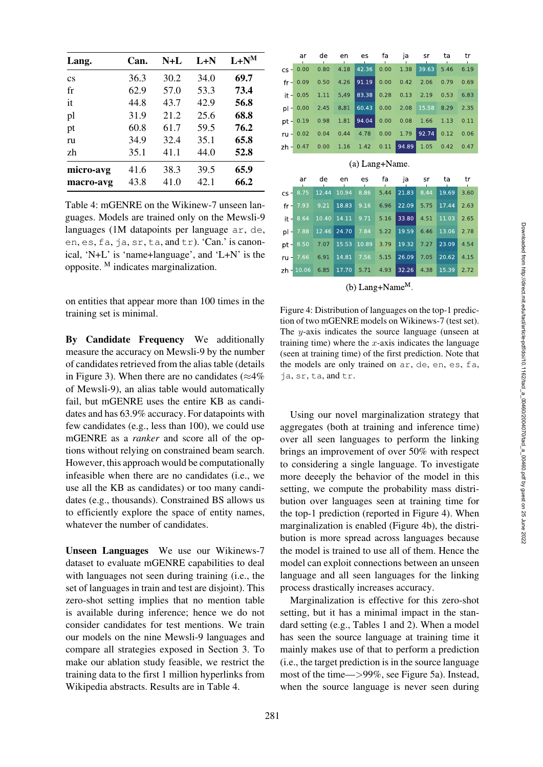| Lang. | Can. | N+L | L+N | L+N$^M$ |
|---|---|---|---|---|
| cs | 36.3 | 30.2 | 34.0 | **69.7** |
| fr | 62.9 | 57.0 | 53.3 | **73.4** |
| it | 44.8 | 43.7 | 42.9 | **56.8** |
| pl | 31.9 | 21.2 | 25.6 | **68.8** |
| pt | 60.8 | 61.7 | 59.5 | **76.2** |
| ru | 34.9 | 32.4 | 35.1 | **65.8** |
| zh | 35.1 | 41.1 | 44.0 | **52.8** |
| **micro-avg** | 41.6 | 38.3 | 39.5 | **65.9** |
| **macro-avg** | 43.8 | 41.0 | 42.1 | **66.2** |

Table 4: mGENRE on the Wikinew-7 unseen languages. Models are trained only on the Mewsli-9 languages (1M datapoints per language ar, de, en, es, fa, ja, sr, ta, and tr). 'Can.' is canonical, 'N+L' is 'name+language', and 'L+N' is the opposite. $^M$ indicates marginalization.

on entities that appear more than 100 times in the training set is minimal.

**By Candidate Frequency** We additionally measure the accuracy on Mewsli-9 by the number of candidates retrieved from the alias table (details in Figure 3). When there are no candidates (≈4% of Mewsli-9), an alias table would automatically fail, but mGENRE uses the entire KB as candidates and has 63.9% accuracy. For datapoints with few candidates (e.g., less than 100), we could use mGENRE as a *ranker* and score all of the options without relying on constrained beam search. However, this approach would be computationally infeasible when there are no candidates (i.e., we use all the KB as candidates) or too many candidates (e.g., thousands). Constrained BS allows us to efficiently explore the space of entity names, whatever the number of candidates.

**Unseen Languages** We use our Wikinews-7 dataset to evaluate mGENRE capabilities to deal with languages not seen during training (i.e., the set of languages in train and test are disjoint). This zero-shot setting implies that no mention table is available during inference; hence we do not consider candidates for test mentions. We train our models on the nine Mewsli-9 languages and compare all strategies exposed in Section 3. To make our ablation study feasible, we restrict the training data to the first 1 million hyperlinks from Wikipedia abstracts. Results are in Table 4.

| | ar | de | en | es | fa | ja | sr | ta | tr |
|---|---|---|---|---|---|---|---|---|---|
| cs | 0.00 | 0.80 | 4.18 | 42.36 | 0.00 | 1.38 | 39.63 | 5.46 | 6.19 |
| fr | 0.09 | 0.50 | 4.26 | 91.19 | 0.00 | 0.42 | 2.06 | 0.79 | 0.69 |
| it | 0.05 | 1.11 | 5.49 | 83.38 | 0.28 | 0.13 | 2.19 | 0.53 | 6.83 |
| pl | 0.00 | 2.45 | 8.81 | 60.43 | 0.00 | 2.08 | 15.58 | 8.29 | 2.35 |
| pt | 0.19 | 0.98 | 1.81 | 94.04 | 0.00 | 0.08 | 1.66 | 1.13 | 0.11 |
| ru | 0.02 | 0.04 | 0.44 | 4.78 | 0.00 | 1.79 | 92.74 | 0.12 | 0.06 |
| zh | 0.47 | 0.00 | 1.16 | 1.42 | 0.11 | 94.89 | 1.05 | 0.42 | 0.47 |

(a) Lang+Name.

| | ar | de | en | es | fa | ja | sr | ta | tr |
|---|---|---|---|---|---|---|---|---|---|
| cs | 8.75 | 12.44 | 10.94 | 8.86 | 5.44 | 21.83 | 8.44 | 19.69 | 3.60 |
| fr | 7.93 | 9.21 | 18.83 | 9.16 | 6.96 | 22.09 | 5.75 | 17.44 | 2.63 |
| it | 8.64 | 10.40 | 14.11 | 9.71 | 5.16 | 33.80 | 4.51 | 11.03 | 2.65 |
| pl | 7.88 | 12.46 | 24.70 | 7.84 | 5.22 | 19.59 | 6.46 | 13.06 | 2.78 |
| pt | 8.50 | 7.07 | 15.53 | 10.89 | 3.79 | 19.32 | 7.27 | 23.09 | 4.54 |
| ru | 7.66 | 6.91 | 14.81 | 7.56 | 5.15 | 26.09 | 7.05 | 20.62 | 4.15 |
| zh | 10.06 | 6.85 | 17.70 | 5.71 | 4.93 | 32.26 | 4.38 | 15.39 | 2.72 |

(b) Lang+Name$^M$.

Figure 4: Distribution of languages on the top-1 prediction of two mGENRE models on Wikinews-7 (test set). The $y$-axis indicates the source language (unseen at training time) where the $x$-axis indicates the language (seen at training time) of the first prediction. Note that the models are only trained on ar, de, en, es, fa, ja, sr, ta, and tr.

Using our novel marginalization strategy that aggregates (both at training and inference time) over all seen languages to perform the linking brings an improvement of over 50% with respect to considering a single language. To investigate more deeeply the behavior of the model in this setting, we compute the probability mass distribution over languages seen at training time for the top-1 prediction (reported in Figure 4). When marginalization is enabled (Figure 4b), the distribution is more spread across languages because the model is trained to use all of them. Hence the model can exploit connections between an unseen language and all seen languages for the linking process drastically increases accuracy.

Marginalization is effective for this zero-shot setting, but it has a minimal impact in the standard setting (e.g., Tables 1 and 2). When a model has seen the source language at training time it mainly makes use of that to perform a prediction (i.e., the target prediction is in the source language most of the time—>99%, see Figure 5a). Instead, when the source language is never seen during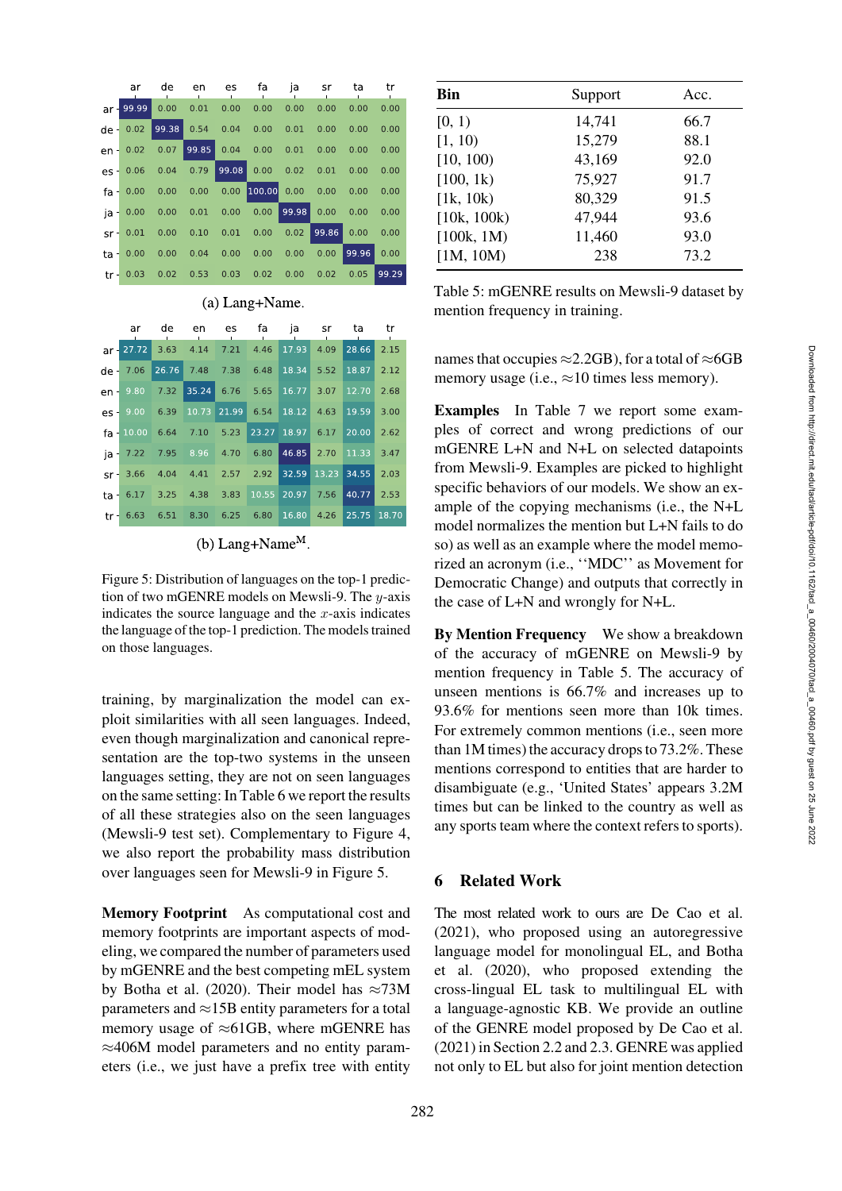| | ar | de | en | es | fa | ja | sr | ta | tr |
|---|---|---|---|---|---|---|---|---|---|
| ar | 99.99 | 0.00 | 0.01 | 0.00 | 0.00 | 0.00 | 0.00 | 0.00 | 0.00 |
| de | 0.02 | 99.38 | 0.54 | 0.04 | 0.00 | 0.01 | 0.00 | 0.00 | 0.00 |
| en | 0.02 | 0.07 | 99.85 | 0.04 | 0.00 | 0.01 | 0.00 | 0.00 | 0.00 |
| es | 0.06 | 0.04 | 0.79 | 99.08 | 0.00 | 0.02 | 0.01 | 0.00 | 0.00 |
| fa | 0.00 | 0.00 | 0.00 | 0.00 | 100.00 | 0.00 | 0.00 | 0.00 | 0.00 |
| ja | 0.00 | 0.00 | 0.01 | 0.00 | 0.00 | 99.98 | 0.00 | 0.00 | 0.00 |
| sr | 0.01 | 0.00 | 0.10 | 0.01 | 0.00 | 0.02 | 99.86 | 0.00 | 0.00 |
| ta | 0.00 | 0.00 | 0.04 | 0.00 | 0.00 | 0.00 | 0.00 | 99.96 | 0.00 |
| tr | 0.03 | 0.02 | 0.53 | 0.03 | 0.02 | 0.00 | 0.02 | 0.05 | 99.29 |

(a) Lang+Name.

| | ar | de | en | es | fa | ja | sr | ta | tr |
|---|---|---|---|---|---|---|---|---|---|
| ar | 27.72 | 3.63 | 4.14 | 7.21 | 4.46 | 17.93 | 4.09 | 28.66 | 2.15 |
| de | 7.06 | 26.76 | 7.48 | 7.38 | 6.48 | 18.34 | 5.52 | 18.87 | 2.12 |
| en | 9.80 | 7.32 | 35.24 | 6.76 | 5.65 | 16.77 | 3.07 | 12.70 | 2.68 |
| es | 9.00 | 6.39 | 10.73 | 21.99 | 6.54 | 18.12 | 4.63 | 19.59 | 3.00 |
| fa | 10.00 | 6.64 | 7.10 | 5.23 | 23.27 | 18.97 | 6.17 | 20.00 | 2.62 |
| ja | 7.22 | 7.95 | 8.96 | 4.70 | 6.80 | 46.85 | 2.70 | 11.33 | 3.47 |
| sr | 3.66 | 4.04 | 4.41 | 2.57 | 2.92 | 32.59 | 13.23 | 34.55 | 2.03 |
| ta | 6.17 | 3.25 | 4.38 | 3.83 | 10.55 | 20.97 | 7.56 | 40.77 | 2.53 |
| tr | 6.63 | 6.51 | 8.30 | 6.25 | 6.80 | 16.80 | 4.26 | 25.75 | 18.70 |

(b) Lang+Name$^{M}$.

Figure 5: Distribution of languages on the top-1 prediction of two mGENRE models on Mewsli-9. The $y$-axis indicates the source language and the $x$-axis indicates the language of the top-1 prediction. The models trained on those languages.

training, by marginalization the model can exploit similarities with all seen languages. Indeed, even though marginalization and canonical representation are the top-two systems in the unseen languages setting, they are not on seen languages on the same setting: In Table 6 we report the results of all these strategies also on the seen languages (Mewsli-9 test set). Complementary to Figure 4, we also report the probability mass distribution over languages seen for Mewsli-9 in Figure 5.

**Memory Footprint** As computational cost and memory footprints are important aspects of modeling, we compared the number of parameters used by mGENRE and the best competing mEL system by Botha et al. (2020). Their model has ≈73M parameters and ≈15B entity parameters for a total memory usage of ≈61GB, where mGENRE has ≈406M model parameters and no entity parameters (i.e., we just have a prefix tree with entity names that occupies ≈2.2GB), for a total of ≈6GB memory usage (i.e., ≈10 times less memory).

| Bin | Support | Acc. |
|---|---|---|
| [0, 1) | 14,741 | 66.7 |
| [1, 10) | 15,279 | 88.1 |
| [10, 100) | 43,169 | 92.0 |
| [100, 1k) | 75,927 | 91.7 |
| [1k, 10k) | 80,329 | 91.5 |
| [10k, 100k) | 47,944 | 93.6 |
| [100k, 1M) | 11,460 | 93.0 |
| [1M, 10M) | 238 | 73.2 |

Table 5: mGENRE results on Mewsli-9 dataset by mention frequency in training.

**Examples** In Table 7 we report some examples of correct and wrong predictions of our mGENRE L+N and N+L on selected datapoints from Mewsli-9. Examples are picked to highlight specific behaviors of our models. We show an example of the copying mechanisms (i.e., the N+L model normalizes the mention but L+N fails to do so) as well as an example where the model memorized an acronym (i.e., ''MDC'' as Movement for Democratic Change) and outputs that correctly in the case of L+N and wrongly for N+L.

**By Mention Frequency** We show a breakdown of the accuracy of mGENRE on Mewsli-9 by mention frequency in Table 5. The accuracy of unseen mentions is 66.7% and increases up to 93.6% for mentions seen more than 10k times. For extremely common mentions (i.e., seen more than 1M times) the accuracy drops to 73.2%. These mentions correspond to entities that are harder to disambiguate (e.g., 'United States' appears 3.2M times but can be linked to the country as well as any sports team where the context refers to sports).

## 6 Related Work

The most related work to ours are De Cao et al. (2021), who proposed using an autoregressive language model for monolingual EL, and Botha et al. (2020), who proposed extending the cross-lingual EL task to multilingual EL with a language-agnostic KB. We provide an outline of the GENRE model proposed by De Cao et al. (2021) in Section 2.2 and 2.3. GENRE was applied not only to EL but also for joint mention detection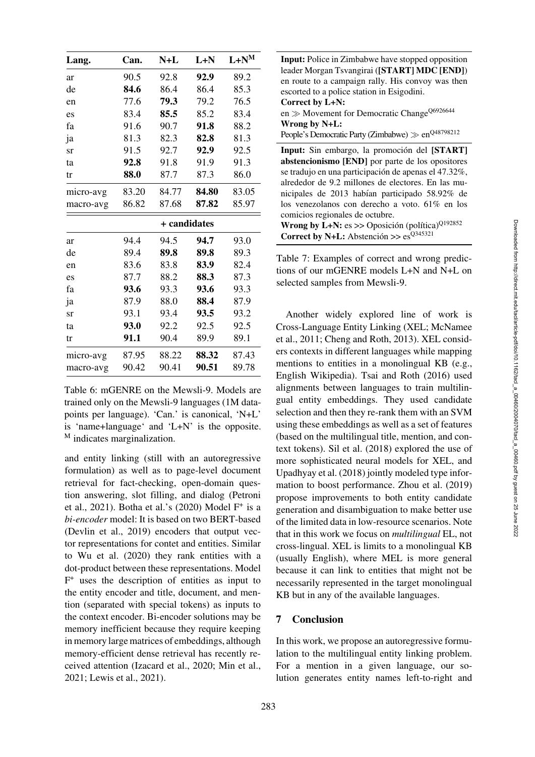| Lang. | Can. | N+L | L+N | L+N$^{M}$ |
|---|---|---|---|---|
| ar | 90.5 | 92.8 | **92.9** | 89.2 |
| de | **84.6** | 86.4 | 86.4 | 85.3 |
| en | 77.6 | **79.3** | 79.2 | 76.5 |
| es | 83.4 | **85.5** | 85.2 | 83.4 |
| fa | 91.6 | 90.7 | **91.8** | 88.2 |
| ja | 81.3 | 82.3 | **82.8** | 81.3 |
| sr | 91.5 | 92.7 | **92.9** | 92.5 |
| ta | **92.8** | 91.8 | 91.9 | 91.3 |
| tr | **88.0** | 87.7 | 87.3 | 86.0 |
| micro-avg | 83.20 | 84.77 | **84.80** | 83.05 |
| macro-avg | 86.82 | 87.68 | **87.82** | 85.97 |
| | | + candidates | | |
| ar | 94.4 | 94.5 | **94.7** | 93.0 |
| de | 89.4 | **89.8** | **89.8** | 89.3 |
| en | 83.6 | 83.8 | **83.9** | 82.4 |
| es | 87.7 | 88.2 | **88.3** | 87.3 |
| fa | **93.6** | 93.3 | **93.6** | 93.3 |
| ja | 87.9 | 88.0 | **88.4** | 87.9 |
| sr | 93.1 | 93.4 | **93.5** | 93.2 |
| ta | **93.0** | 92.2 | 92.5 | 92.5 |
| tr | **91.1** | 90.4 | 89.9 | 89.1 |
| micro-avg | 87.95 | 88.22 | **88.32** | 87.43 |
| macro-avg | 90.42 | 90.41 | **90.51** | 89.78 |

Table 6: mGENRE on the Mewsli-9. Models are trained only on the Mewsli-9 languages (1M datapoints per language). 'Can.' is canonical, 'N+L' is 'name+language' and 'L+N' is the opposite. $^{M}$ indicates marginalization.

and entity linking (still with an autoregressive formulation) as well as to page-level document retrieval for fact-checking, open-domain question answering, slot filling, and dialog (Petroni et al., 2021). Botha et al.'s (2020) Model F$^{+}$ is a *bi-encoder* model: It is based on two BERT-based (Devlin et al., 2019) encoders that output vector representations for contet and entities. Similar to Wu et al. (2020) they rank entities with a dot-product between these representations. Model F$^{+}$ uses the description of entities as input to the entity encoder and title, document, and mention (separated with special tokens) as inputs to the context encoder. Bi-encoder solutions may be memory inefficient because they require keeping in memory large matrices of embeddings, although memory-efficient dense retrieval has recently received attention (Izacard et al., 2020; Min et al., 2021; Lewis et al., 2021).

**Input:** Police in Zimbabwe have stopped opposition leader Morgan Tsvangirai (**[START] MDC [END]**) en route to a campaign rally. His convoy was then escorted to a police station in Esigodini.
**Correct by L+N:**
en $\gg$ Movement for Democratic Change$^{\text{Q6926644}}$
**Wrong by N+L:**
People's Democratic Party (Zimbabwe) $\gg$ en$^{\text{Q48798212}}$

**Input:** Sin embargo, la promoción del **[START] abstencionismo [END]** por parte de los opositores se tradujo en una participación de apenas el 47.32%, alrededor de 9.2 millones de electores. En las municipales de 2013 habían participado 58.92% de los venezolanos con derecho a voto. 61% en los comicios regionales de octubre.
**Wrong by L+N:** es >> Oposición (política)$^{\text{Q192852}}$
**Correct by N+L:** Abstención >> es$^{\text{Q345321}}$

Table 7: Examples of correct and wrong predictions of our mGENRE models L+N and N+L on selected samples from Mewsli-9.

Another widely explored line of work is Cross-Language Entity Linking (XEL; McNamee et al., 2011; Cheng and Roth, 2013). XEL considers contexts in different languages while mapping mentions to entities in a monolingual KB (e.g., English Wikipedia). Tsai and Roth (2016) used alignments between languages to train multilingual entity embeddings. They used candidate selection and then they re-rank them with an SVM using these embeddings as well as a set of features (based on the multilingual title, mention, and context tokens). Sil et al. (2018) explored the use of more sophisticated neural models for XEL, and Upadhyay et al. (2018) jointly modeled type information to boost performance. Zhou et al. (2019) propose improvements to both entity candidate generation and disambiguation to make better use of the limited data in low-resource scenarios. Note that in this work we focus on *multilingual* EL, not cross-lingual. XEL is limits to a monolingual KB (usually English), where MEL is more general because it can link to entities that might not be necessarily represented in the target monolingual KB but in any of the available languages.

## 7 Conclusion

In this work, we propose an autoregressive formulation to the multilingual entity linking problem. For a mention in a given language, our solution generates entity names left-to-right and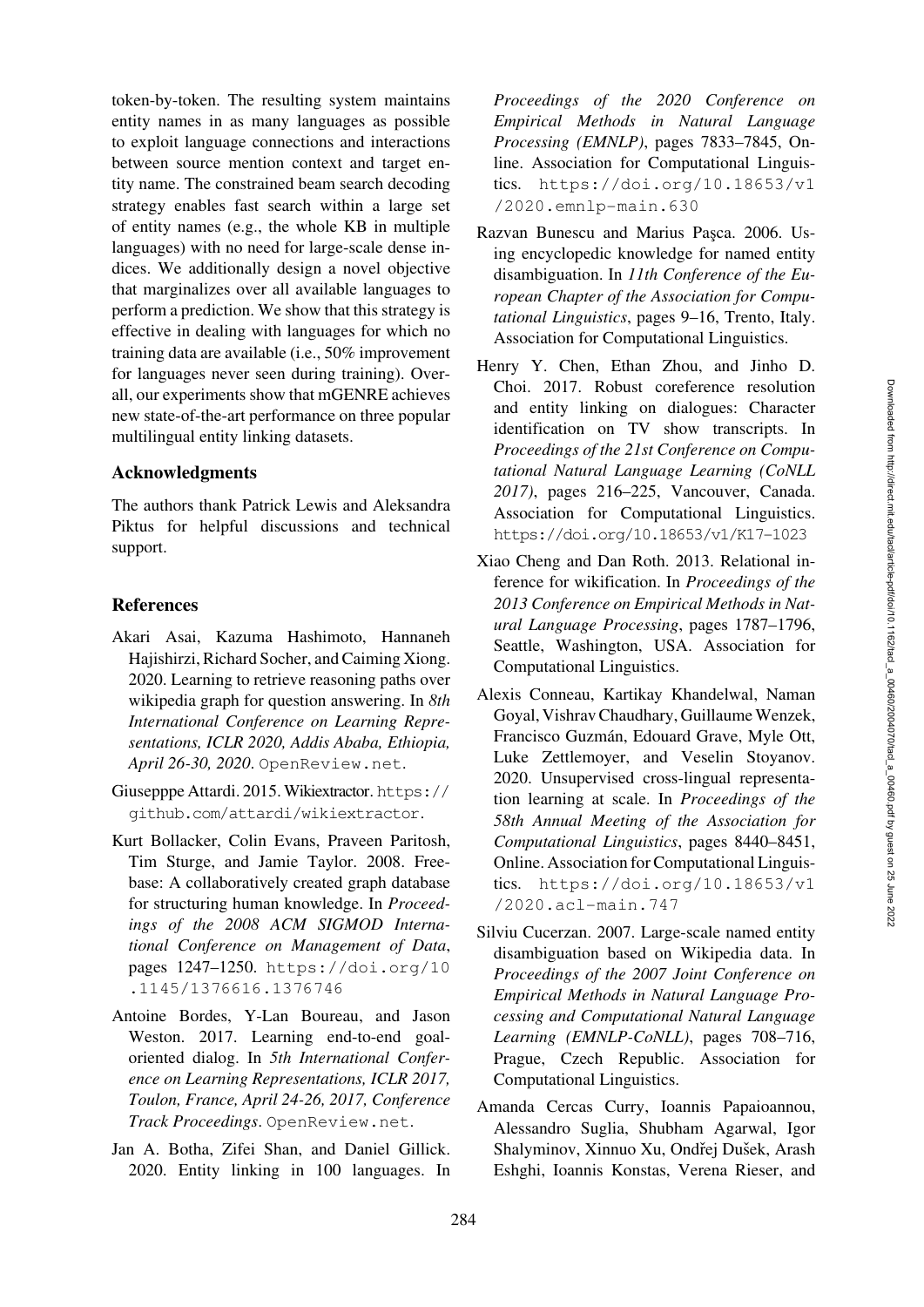token-by-token. The resulting system maintains entity names in as many languages as possible to exploit language connections and interactions between source mention context and target entity name. The constrained beam search decoding strategy enables fast search within a large set of entity names (e.g., the whole KB in multiple languages) with no need for large-scale dense indices. We additionally design a novel objective that marginalizes over all available languages to perform a prediction. We show that this strategy is effective in dealing with languages for which no training data are available (i.e., 50% improvement for languages never seen during training). Overall, our experiments show that mGENRE achieves new state-of-the-art performance on three popular multilingual entity linking datasets.

## Acknowledgments

The authors thank Patrick Lewis and Aleksandra Piktus for helpful discussions and technical support.

## References

Akari Asai, Kazuma Hashimoto, Hannaneh Hajishirzi, Richard Socher, and Caiming Xiong. 2020. Learning to retrieve reasoning paths over wikipedia graph for question answering. In *8th International Conference on Learning Representations, ICLR 2020, Addis Ababa, Ethiopia, April 26-30, 2020*. OpenReview.net.

Giusepppe Attardi. 2015. Wikiextractor. https://github.com/attardi/wikiextractor.

Kurt Bollacker, Colin Evans, Praveen Paritosh, Tim Sturge, and Jamie Taylor. 2008. Freebase: A collaboratively created graph database for structuring human knowledge. In *Proceedings of the 2008 ACM SIGMOD International Conference on Management of Data*, pages 1247–1250. https://doi.org/10.1145/1376616.1376746

Antoine Bordes, Y-Lan Boureau, and Jason Weston. 2017. Learning end-to-end goal-oriented dialog. In *5th International Conference on Learning Representations, ICLR 2017, Toulon, France, April 24-26, 2017, Conference Track Proceedings*. OpenReview.net.

Jan A. Botha, Zifei Shan, and Daniel Gillick. 2020. Entity linking in 100 languages. In *Proceedings of the 2020 Conference on Empirical Methods in Natural Language Processing (EMNLP)*, pages 7833–7845, Online. Association for Computational Linguistics. https://doi.org/10.18653/v1/2020.emnlp-main.630

Razvan Bunescu and Marius Paşca. 2006. Using encyclopedic knowledge for named entity disambiguation. In *11th Conference of the European Chapter of the Association for Computational Linguistics*, pages 9–16, Trento, Italy. Association for Computational Linguistics.

Henry Y. Chen, Ethan Zhou, and Jinho D. Choi. 2017. Robust coreference resolution and entity linking on dialogues: Character identification on TV show transcripts. In *Proceedings of the 21st Conference on Computational Natural Language Learning (CoNLL 2017)*, pages 216–225, Vancouver, Canada. Association for Computational Linguistics. https://doi.org/10.18653/v1/K17-1023

Xiao Cheng and Dan Roth. 2013. Relational inference for wikification. In *Proceedings of the 2013 Conference on Empirical Methods in Natural Language Processing*, pages 1787–1796, Seattle, Washington, USA. Association for Computational Linguistics.

Alexis Conneau, Kartikay Khandelwal, Naman Goyal, Vishrav Chaudhary, Guillaume Wenzek, Francisco Guzmán, Edouard Grave, Myle Ott, Luke Zettlemoyer, and Veselin Stoyanov. 2020. Unsupervised cross-lingual representation learning at scale. In *Proceedings of the 58th Annual Meeting of the Association for Computational Linguistics*, pages 8440–8451, Online. Association for Computational Linguistics. https://doi.org/10.18653/v1/2020.acl-main.747

Silviu Cucerzan. 2007. Large-scale named entity disambiguation based on Wikipedia data. In *Proceedings of the 2007 Joint Conference on Empirical Methods in Natural Language Processing and Computational Natural Language Learning (EMNLP-CoNLL)*, pages 708–716, Prague, Czech Republic. Association for Computational Linguistics.

Amanda Cercas Curry, Ioannis Papaioannou, Alessandro Suglia, Shubham Agarwal, Igor Shalyminov, Xinnuo Xu, Ondřej Dušek, Arash Eshghi, Ioannis Konstas, Verena Rieser, and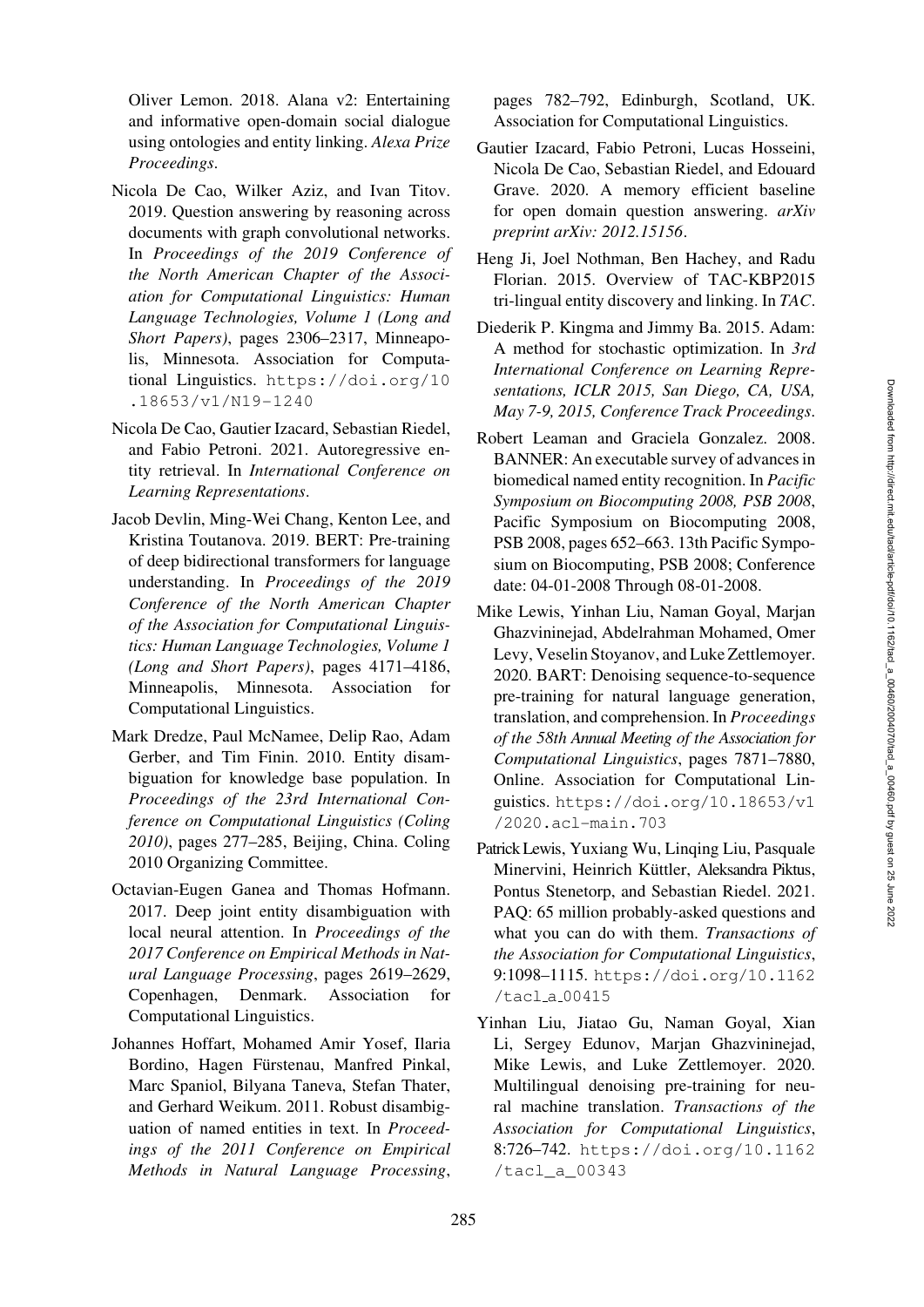Oliver Lemon. 2018. Alana v2: Entertaining and informative open-domain social dialogue using ontologies and entity linking. *Alexa Prize Proceedings*.

Nicola De Cao, Wilker Aziz, and Ivan Titov. 2019. Question answering by reasoning across documents with graph convolutional networks. In *Proceedings of the 2019 Conference of the North American Chapter of the Association for Computational Linguistics: Human Language Technologies, Volume 1 (Long and Short Papers)*, pages 2306–2317, Minneapolis, Minnesota. Association for Computational Linguistics. https://doi.org/10.18653/v1/N19-1240

Nicola De Cao, Gautier Izacard, Sebastian Riedel, and Fabio Petroni. 2021. Autoregressive entity retrieval. In *International Conference on Learning Representations*.

Jacob Devlin, Ming-Wei Chang, Kenton Lee, and Kristina Toutanova. 2019. BERT: Pre-training of deep bidirectional transformers for language understanding. In *Proceedings of the 2019 Conference of the North American Chapter of the Association for Computational Linguistics: Human Language Technologies, Volume 1 (Long and Short Papers)*, pages 4171–4186, Minneapolis, Minnesota. Association for Computational Linguistics.

Mark Dredze, Paul McNamee, Delip Rao, Adam Gerber, and Tim Finin. 2010. Entity disambiguation for knowledge base population. In *Proceedings of the 23rd International Conference on Computational Linguistics (Coling 2010)*, pages 277–285, Beijing, China. Coling 2010 Organizing Committee.

Octavian-Eugen Ganea and Thomas Hofmann. 2017. Deep joint entity disambiguation with local neural attention. In *Proceedings of the 2017 Conference on Empirical Methods in Natural Language Processing*, pages 2619–2629, Copenhagen, Denmark. Association for Computational Linguistics.

Johannes Hoffart, Mohamed Amir Yosef, Ilaria Bordino, Hagen Fürstenau, Manfred Pinkal, Marc Spaniol, Bilyana Taneva, Stefan Thater, and Gerhard Weikum. 2011. Robust disambiguation of named entities in text. In *Proceedings of the 2011 Conference on Empirical Methods in Natural Language Processing*, pages 782–792, Edinburgh, Scotland, UK. Association for Computational Linguistics.

Gautier Izacard, Fabio Petroni, Lucas Hosseini, Nicola De Cao, Sebastian Riedel, and Edouard Grave. 2020. A memory efficient baseline for open domain question answering. *arXiv preprint arXiv: 2012.15156*.

Heng Ji, Joel Nothman, Ben Hachey, and Radu Florian. 2015. Overview of TAC-KBP2015 tri-lingual entity discovery and linking. In *TAC*.

Diederik P. Kingma and Jimmy Ba. 2015. Adam: A method for stochastic optimization. In *3rd International Conference on Learning Representations, ICLR 2015, San Diego, CA, USA, May 7-9, 2015, Conference Track Proceedings*.

Robert Leaman and Graciela Gonzalez. 2008. BANNER: An executable survey of advances in biomedical named entity recognition. In *Pacific Symposium on Biocomputing 2008, PSB 2008*, Pacific Symposium on Biocomputing 2008, PSB 2008, pages 652–663. 13th Pacific Symposium on Biocomputing, PSB 2008; Conference date: 04-01-2008 Through 08-01-2008.

Mike Lewis, Yinhan Liu, Naman Goyal, Marjan Ghazvininejad, Abdelrahman Mohamed, Omer Levy, Veselin Stoyanov, and Luke Zettlemoyer. 2020. BART: Denoising sequence-to-sequence pre-training for natural language generation, translation, and comprehension. In *Proceedings of the 58th Annual Meeting of the Association for Computational Linguistics*, pages 7871–7880, Online. Association for Computational Linguistics. https://doi.org/10.18653/v1/2020.acl-main.703

Patrick Lewis, Yuxiang Wu, Linqing Liu, Pasquale Minervini, Heinrich Küttler, Aleksandra Piktus, Pontus Stenetorp, and Sebastian Riedel. 2021. PAQ: 65 million probably-asked questions and what you can do with them. *Transactions of the Association for Computational Linguistics*, 9:1098–1115. https://doi.org/10.1162/tacl_a_00415

Yinhan Liu, Jiatao Gu, Naman Goyal, Xian Li, Sergey Edunov, Marjan Ghazvininejad, Mike Lewis, and Luke Zettlemoyer. 2020. Multilingual denoising pre-training for neural machine translation. *Transactions of the Association for Computational Linguistics*, 8:726–742. https://doi.org/10.1162/tacl_a_00343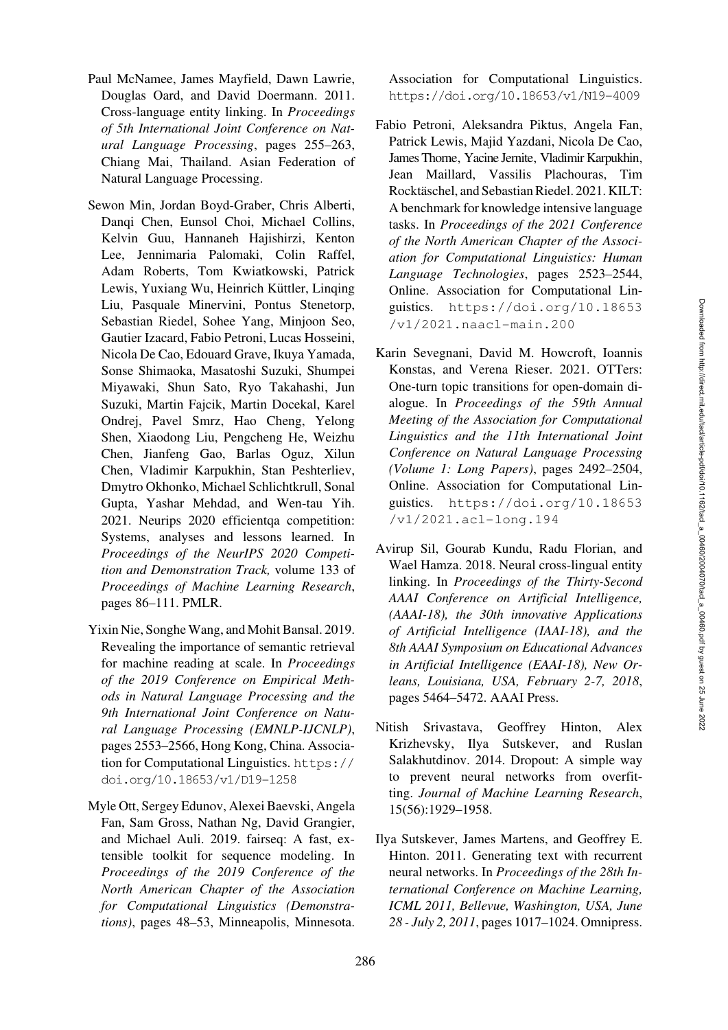Paul McNamee, James Mayfield, Dawn Lawrie, Douglas Oard, and David Doermann. 2011. Cross-language entity linking. In *Proceedings of 5th International Joint Conference on Natural Language Processing*, pages 255–263, Chiang Mai, Thailand. Asian Federation of Natural Language Processing.

Sewon Min, Jordan Boyd-Graber, Chris Alberti, Danqi Chen, Eunsol Choi, Michael Collins, Kelvin Guu, Hannaneh Hajishirzi, Kenton Lee, Jennimaria Palomaki, Colin Raffel, Adam Roberts, Tom Kwiatkowski, Patrick Lewis, Yuxiang Wu, Heinrich Küttler, Linqing Liu, Pasquale Minervini, Pontus Stenetorp, Sebastian Riedel, Sohee Yang, Minjoon Seo, Gautier Izacard, Fabio Petroni, Lucas Hosseini, Nicola De Cao, Edouard Grave, Ikuya Yamada, Sonse Shimaoka, Masatoshi Suzuki, Shumpei Miyawaki, Shun Sato, Ryo Takahashi, Jun Suzuki, Martin Fajcik, Martin Docekal, Karel Ondrej, Pavel Smrz, Hao Cheng, Yelong Shen, Xiaodong Liu, Pengcheng He, Weizhu Chen, Jianfeng Gao, Barlas Oguz, Xilun Chen, Vladimir Karpukhin, Stan Peshterliev, Dmytro Okhonko, Michael Schlichtkrull, Sonal Gupta, Yashar Mehdad, and Wen-tau Yih. 2021. Neurips 2020 efficientqa competition: Systems, analyses and lessons learned. In *Proceedings of the NeurIPS 2020 Competition and Demonstration Track,* volume 133 of *Proceedings of Machine Learning Research*, pages 86–111. PMLR.

Yixin Nie, Songhe Wang, and Mohit Bansal. 2019. Revealing the importance of semantic retrieval for machine reading at scale. In *Proceedings of the 2019 Conference on Empirical Methods in Natural Language Processing and the 9th International Joint Conference on Natural Language Processing (EMNLP-IJCNLP)*, pages 2553–2566, Hong Kong, China. Association for Computational Linguistics. https://doi.org/10.18653/v1/D19-1258

Myle Ott, Sergey Edunov, Alexei Baevski, Angela Fan, Sam Gross, Nathan Ng, David Grangier, and Michael Auli. 2019. fairseq: A fast, extensible toolkit for sequence modeling. In *Proceedings of the 2019 Conference of the North American Chapter of the Association for Computational Linguistics (Demonstrations)*, pages 48–53, Minneapolis, Minnesota. Association for Computational Linguistics. https://doi.org/10.18653/v1/N19-4009

Fabio Petroni, Aleksandra Piktus, Angela Fan, Patrick Lewis, Majid Yazdani, Nicola De Cao, James Thorne, Yacine Jernite, Vladimir Karpukhin, Jean Maillard, Vassilis Plachouras, Tim Rocktäschel, and Sebastian Riedel. 2021. KILT: A benchmark for knowledge intensive language tasks. In *Proceedings of the 2021 Conference of the North American Chapter of the Association for Computational Linguistics: Human Language Technologies*, pages 2523–2544, Online. Association for Computational Linguistics. https://doi.org/10.18653/v1/2021.naacl-main.200

Karin Sevegnani, David M. Howcroft, Ioannis Konstas, and Verena Rieser. 2021. OTTers: One-turn topic transitions for open-domain dialogue. In *Proceedings of the 59th Annual Meeting of the Association for Computational Linguistics and the 11th International Joint Conference on Natural Language Processing (Volume 1: Long Papers)*, pages 2492–2504, Online. Association for Computational Linguistics. https://doi.org/10.18653/v1/2021.acl-long.194

Avirup Sil, Gourab Kundu, Radu Florian, and Wael Hamza. 2018. Neural cross-lingual entity linking. In *Proceedings of the Thirty-Second AAAI Conference on Artificial Intelligence, (AAAI-18), the 30th innovative Applications of Artificial Intelligence (IAAI-18), and the 8th AAAI Symposium on Educational Advances in Artificial Intelligence (EAAI-18), New Orleans, Louisiana, USA, February 2-7, 2018*, pages 5464–5472. AAAI Press.

Nitish Srivastava, Geoffrey Hinton, Alex Krizhevsky, Ilya Sutskever, and Ruslan Salakhutdinov. 2014. Dropout: A simple way to prevent neural networks from overfitting. *Journal of Machine Learning Research*, 15(56):1929–1958.

Ilya Sutskever, James Martens, and Geoffrey E. Hinton. 2011. Generating text with recurrent neural networks. In *Proceedings of the 28th International Conference on Machine Learning, ICML 2011, Bellevue, Washington, USA, June 28 - July 2, 2011*, pages 1017–1024. Omnipress.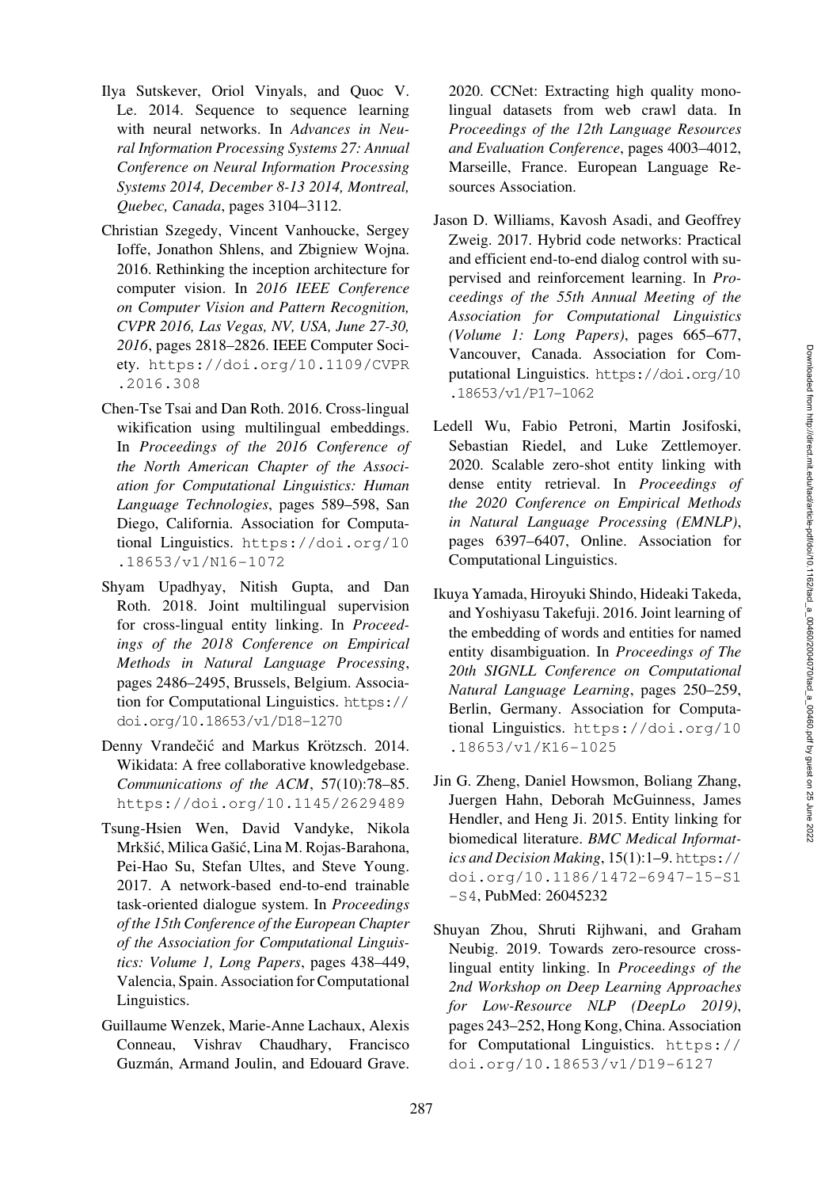Ilya Sutskever, Oriol Vinyals, and Quoc V. Le. 2014. Sequence to sequence learning with neural networks. In *Advances in Neural Information Processing Systems 27: Annual Conference on Neural Information Processing Systems 2014, December 8-13 2014, Montreal, Quebec, Canada*, pages 3104–3112.

Christian Szegedy, Vincent Vanhoucke, Sergey Ioffe, Jonathon Shlens, and Zbigniew Wojna. 2016. Rethinking the inception architecture for computer vision. In *2016 IEEE Conference on Computer Vision and Pattern Recognition, CVPR 2016, Las Vegas, NV, USA, June 27-30, 2016*, pages 2818–2826. IEEE Computer Society. https://doi.org/10.1109/CVPR.2016.308

Chen-Tse Tsai and Dan Roth. 2016. Cross-lingual wikification using multilingual embeddings. In *Proceedings of the 2016 Conference of the North American Chapter of the Association for Computational Linguistics: Human Language Technologies*, pages 589–598, San Diego, California. Association for Computational Linguistics. https://doi.org/10.18653/v1/N16-1072

Shyam Upadhyay, Nitish Gupta, and Dan Roth. 2018. Joint multilingual supervision for cross-lingual entity linking. In *Proceedings of the 2018 Conference on Empirical Methods in Natural Language Processing*, pages 2486–2495, Brussels, Belgium. Association for Computational Linguistics. https://doi.org/10.18653/v1/D18-1270

Denny Vrandečić and Markus Krötzsch. 2014. Wikidata: A free collaborative knowledgebase. *Communications of the ACM*, 57(10):78–85. https://doi.org/10.1145/2629489

Tsung-Hsien Wen, David Vandyke, Nikola Mrkšić, Milica Gašić, Lina M. Rojas-Barahona, Pei-Hao Su, Stefan Ultes, and Steve Young. 2017. A network-based end-to-end trainable task-oriented dialogue system. In *Proceedings of the 15th Conference of the European Chapter of the Association for Computational Linguistics: Volume 1, Long Papers*, pages 438–449, Valencia, Spain. Association for Computational Linguistics.

Guillaume Wenzek, Marie-Anne Lachaux, Alexis Conneau, Vishrav Chaudhary, Francisco Guzmán, Armand Joulin, and Edouard Grave. 2020. CCNet: Extracting high quality monolingual datasets from web crawl data. In *Proceedings of the 12th Language Resources and Evaluation Conference*, pages 4003–4012, Marseille, France. European Language Resources Association.

Jason D. Williams, Kavosh Asadi, and Geoffrey Zweig. 2017. Hybrid code networks: Practical and efficient end-to-end dialog control with supervised and reinforcement learning. In *Proceedings of the 55th Annual Meeting of the Association for Computational Linguistics (Volume 1: Long Papers)*, pages 665–677, Vancouver, Canada. Association for Computational Linguistics. https://doi.org/10.18653/v1/P17-1062

Ledell Wu, Fabio Petroni, Martin Josifoski, Sebastian Riedel, and Luke Zettlemoyer. 2020. Scalable zero-shot entity linking with dense entity retrieval. In *Proceedings of the 2020 Conference on Empirical Methods in Natural Language Processing (EMNLP)*, pages 6397–6407, Online. Association for Computational Linguistics.

Ikuya Yamada, Hiroyuki Shindo, Hideaki Takeda, and Yoshiyasu Takefuji. 2016. Joint learning of the embedding of words and entities for named entity disambiguation. In *Proceedings of The 20th SIGNLL Conference on Computational Natural Language Learning*, pages 250–259, Berlin, Germany. Association for Computational Linguistics. https://doi.org/10.18653/v1/K16-1025

Jin G. Zheng, Daniel Howsmon, Boliang Zhang, Juergen Hahn, Deborah McGuinness, James Hendler, and Heng Ji. 2015. Entity linking for biomedical literature. *BMC Medical Informatics and Decision Making*, 15(1):1–9. https://doi.org/10.1186/1472-6947-15-S1-S4, PubMed: 26045232

Shuyan Zhou, Shruti Rijhwani, and Graham Neubig. 2019. Towards zero-resource cross-lingual entity linking. In *Proceedings of the 2nd Workshop on Deep Learning Approaches for Low-Resource NLP (DeepLo 2019)*, pages 243–252, Hong Kong, China. Association for Computational Linguistics. https://doi.org/10.18653/v1/D19-6127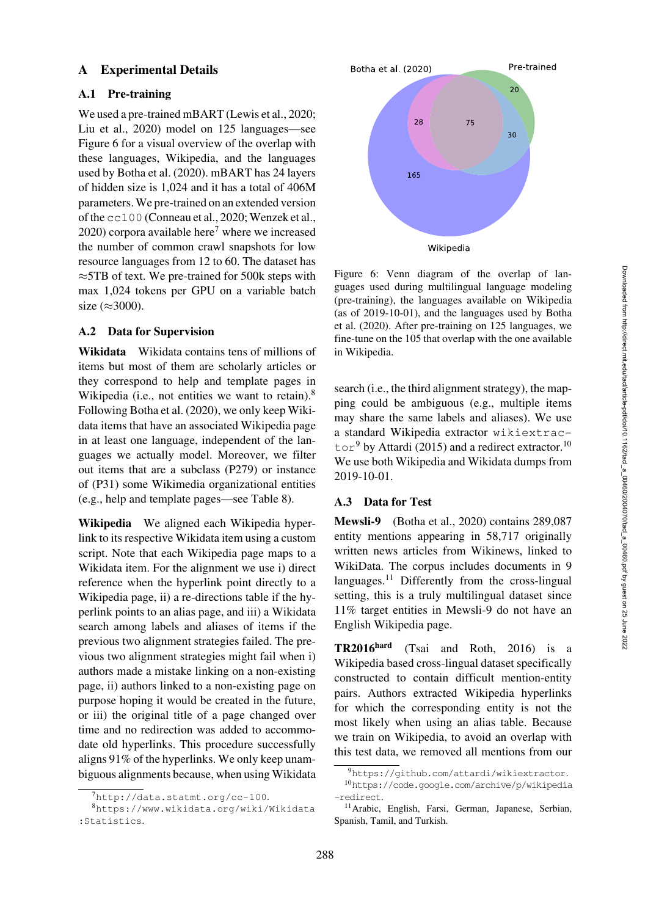## A Experimental Details

### A.1 Pre-training

We used a pre-trained mBART (Lewis et al., 2020; Liu et al., 2020) model on 125 languages—see Figure 6 for a visual overview of the overlap with these languages, Wikipedia, and the languages used by Botha et al. (2020). mBART has 24 layers of hidden size is 1,024 and it has a total of 406M parameters. We pre-trained on an extended version of the `cc100` (Conneau et al., 2020; Wenzek et al., 2020) corpora available here[7] where we increased the number of common crawl snapshots for low resource languages from 12 to 60. The dataset has ≈5TB of text. We pre-trained for 500k steps with max 1,024 tokens per GPU on a variable batch size (≈3000).

### A.2 Data for Supervision

**Wikidata** Wikidata contains tens of millions of items but most of them are scholarly articles or they correspond to help and template pages in Wikipedia (i.e., not entities we want to retain).[8] Following Botha et al. (2020), we only keep Wikidata items that have an associated Wikipedia page in at least one language, independent of the languages we actually model. Moreover, we filter out items that are a subclass (P279) or instance of (P31) some Wikimedia organizational entities (e.g., help and template pages—see Table 8).

**Wikipedia** We aligned each Wikipedia hyperlink to its respective Wikidata item using a custom script. Note that each Wikipedia page maps to a Wikidata item. For the alignment we use i) direct reference when the hyperlink point directly to a Wikipedia page, ii) a re-directions table if the hyperlink points to an alias page, and iii) a Wikidata search among labels and aliases of items if the previous two alignment strategies failed. The previous two alignment strategies might fail when i) authors made a mistake linking on a non-existing page, ii) authors linked to a non-existing page on purpose hoping it would be created in the future, or iii) the original title of a page changed over time and no redirection was added to accommodate old hyperlinks. This procedure successfully aligns 91% of the hyperlinks. We only keep unambiguous alignments because, when using Wikidata search (i.e., the third alignment strategy), the mapping could be ambiguous (e.g., multiple items may share the same labels and aliases). We use a standard Wikipedia extractor `wikiextractor`[9] by Attardi (2015) and a redirect extractor.[10] We use both Wikipedia and Wikidata dumps from 2019-10-01.

Figure 6: Venn diagram of the overlap of languages used during multilingual language modeling (pre-training), the languages available on Wikipedia (as of 2019-10-01), and the languages used by Botha et al. (2020). After pre-training on 125 languages, we fine-tune on the 105 that overlap with the one available in Wikipedia.

### A.3 Data for Test

**Mewsli-9** (Botha et al., 2020) contains 289,087 entity mentions appearing in 58,717 originally written news articles from Wikinews, linked to WikiData. The corpus includes documents in 9 languages.[11] Differently from the cross-lingual setting, this is a truly multilingual dataset since 11% target entities in Mewsli-9 do not have an English Wikipedia page.

**TR2016$^{\text{hard}}$** (Tsai and Roth, 2016) is a Wikipedia based cross-lingual dataset specifically constructed to contain difficult mention-entity pairs. Authors extracted Wikipedia hyperlinks for which the corresponding entity is not the most likely when using an alias table. Because we train on Wikipedia, to avoid an overlap with this test data, we removed all mentions from our

[7] `http://data.statmt.org/cc-100.`

[8] `https://www.wikidata.org/wiki/Wikidata:Statistics.`

[9] `https://github.com/attardi/wikiextractor.`

[10] `https://code.google.com/archive/p/wikipedia-redirect.`

[11] Arabic, English, Farsi, German, Japanese, Serbian, Spanish, Tamil, and Turkish.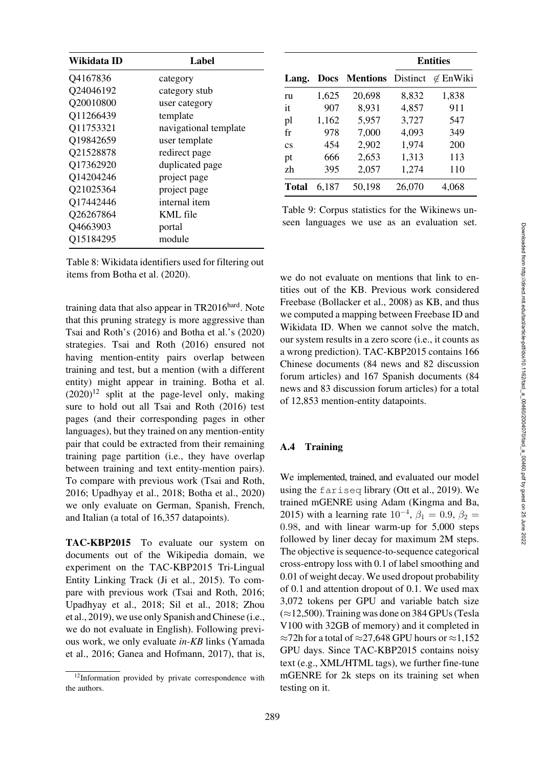| Wikidata ID | Label |
| --- | --- |
| Q4167836 | category |
| Q24046192 | category stub |
| Q20010800 | user category |
| Q11266439 | template |
| Q11753321 | navigational template |
| Q19842659 | user template |
| Q21528878 | redirect page |
| Q17362920 | duplicated page |
| Q14204246 | project page |
| Q21025364 | project page |
| Q17442446 | internal item |
| Q26267864 | KML file |
| Q4663903 | portal |
| Q15184295 | module |

Table 8: Wikidata identifiers used for filtering out items from Botha et al. (2020).

training data that also appear in TR2016$^{\text{hard}}$. Note that this pruning strategy is more aggressive than Tsai and Roth's (2016) and Botha et al.'s (2020) strategies. Tsai and Roth (2016) ensured not having mention-entity pairs overlap between training and test, but a mention (with a different entity) might appear in training. Botha et al. (2020)[12] split at the page-level only, making sure to hold out all Tsai and Roth (2016) test pages (and their corresponding pages in other languages), but they trained on any mention-entity pair that could be extracted from their remaining training page partition (i.e., they have overlap between training and text entity-mention pairs). To compare with previous work (Tsai and Roth, 2016; Upadhyay et al., 2018; Botha et al., 2020) we only evaluate on German, Spanish, French, and Italian (a total of 16,357 datapoints).

**TAC-KBP2015** To evaluate our system on documents out of the Wikipedia domain, we experiment on the TAC-KBP2015 Tri-Lingual Entity Linking Track (Ji et al., 2015). To compare with previous work (Tsai and Roth, 2016; Upadhyay et al., 2018; Sil et al., 2018; Zhou et al., 2019), we use only Spanish and Chinese (i.e., we do not evaluate in English). Following previous work, we only evaluate *in-KB* links (Yamada et al., 2016; Ganea and Hofmann, 2017), that is, we do not evaluate on mentions that link to entities out of the KB. Previous work considered Freebase (Bollacker et al., 2008) as KB, and thus we computed a mapping between Freebase ID and Wikidata ID. When we cannot solve the match, our system results in a zero score (i.e., it counts as a wrong prediction). TAC-KBP2015 contains 166 Chinese documents (84 news and 82 discussion forum articles) and 167 Spanish documents (84 news and 83 discussion forum articles) for a total of 12,853 mention-entity datapoints.

[12] Information provided by private correspondence with the authors.

| | | | Entities | |
| --- | --- | --- | --- | --- |
| **Lang.** | **Docs** | **Mentions** | Distinct | $\notin$ EnWiki |
| ru | 1,625 | 20,698 | 8,832 | 1,838 |
| it | 907 | 8,931 | 4,857 | 911 |
| pl | 1,162 | 5,957 | 3,727 | 547 |
| fr | 978 | 7,000 | 4,093 | 349 |
| cs | 454 | 2,902 | 1,974 | 200 |
| pt | 666 | 2,653 | 1,313 | 113 |
| zh | 395 | 2,057 | 1,274 | 110 |
| **Total** | 6,187 | 50,198 | 26,070 | 4,068 |

Table 9: Corpus statistics for the Wikinews unseen languages we use as an evaluation set.

### A.4 Training

We implemented, trained, and evaluated our model using the `fairseq` library (Ott et al., 2019). We trained mGENRE using Adam (Kingma and Ba, 2015) with a learning rate $10^{-4}$, $\beta_1 = 0.9$, $\beta_2 = 0.98$, and with linear warm-up for 5,000 steps followed by liner decay for maximum 2M steps. The objective is sequence-to-sequence categorical cross-entropy loss with 0.1 of label smoothing and 0.01 of weight decay. We used dropout probability of 0.1 and attention dropout of 0.1. We used max 3,072 tokens per GPU and variable batch size ($\approx$12,500). Training was done on 384 GPUs (Tesla V100 with 32GB of memory) and it completed in $\approx$72h for a total of $\approx$27,648 GPU hours or $\approx$1,152 GPU days. Since TAC-KBP2015 contains noisy text (e.g., XML/HTML tags), we further fine-tune mGENRE for 2k steps on its training set when testing on it.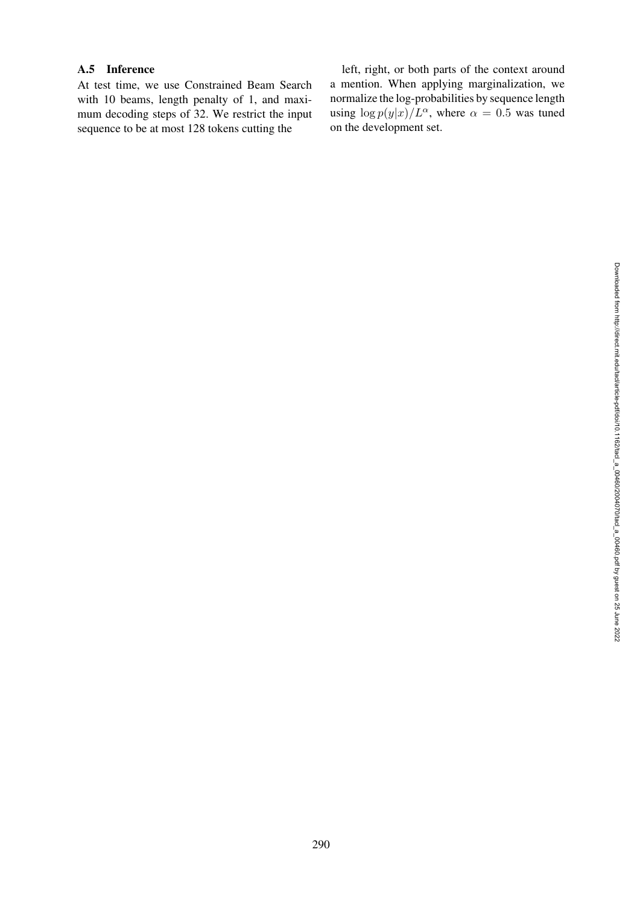### A.5 Inference

At test time, we use Constrained Beam Search with 10 beams, length penalty of 1, and maximum decoding steps of 32. We restrict the input sequence to be at most 128 tokens cutting the left, right, or both parts of the context around a mention. When applying marginalization, we normalize the log-probabilities by sequence length using $\log p(y|x)/L^{\alpha}$, where $\alpha = 0.5$ was tuned on the development set.